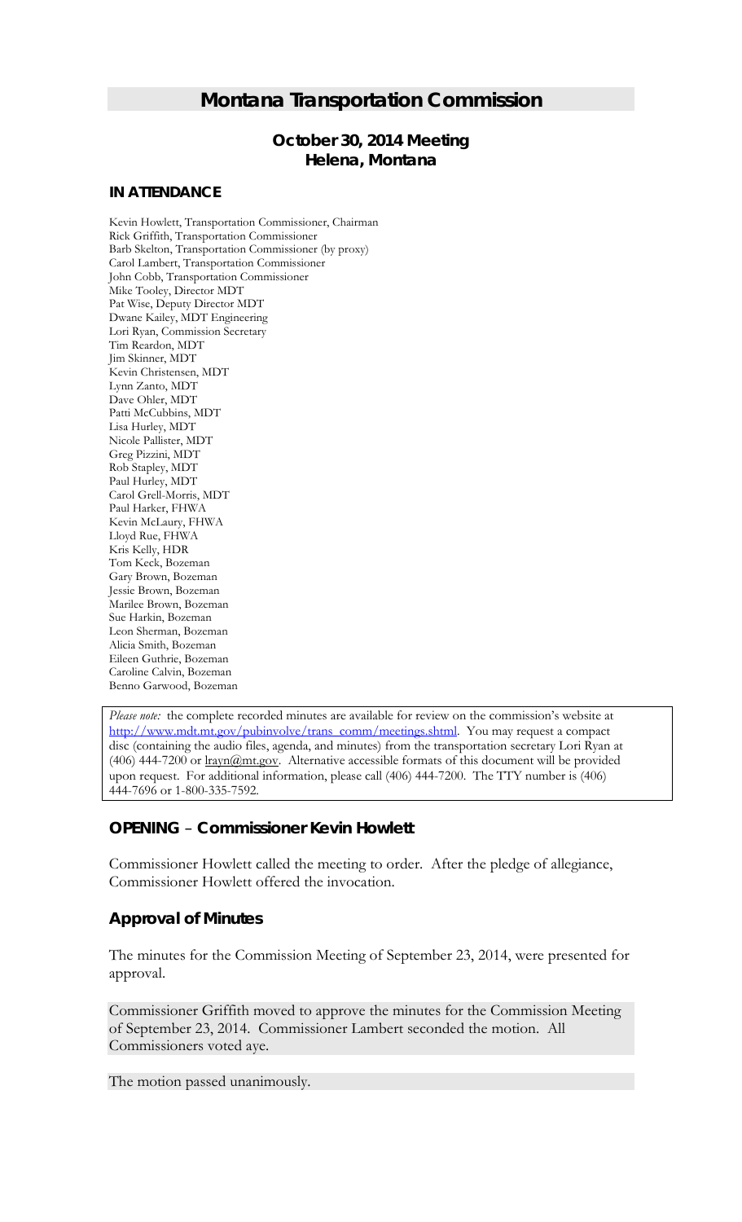# Montana Transportation Commission

## October 30, 2014 Meeting
## Helena, Montana

### IN ATTENDANCE

Kevin Howlett, Transportation Commissioner, Chairman
Rick Griffith, Transportation Commissioner
Barb Skelton, Transportation Commissioner (by proxy)
Carol Lambert, Transportation Commissioner
John Cobb, Transportation Commissioner
Mike Tooley, Director MDT
Pat Wise, Deputy Director MDT
Dwane Kailey, MDT Engineering
Lori Ryan, Commission Secretary
Tim Reardon, MDT
Jim Skinner, MDT
Kevin Christensen, MDT
Lynn Zanto, MDT
Dave Ohler, MDT
Patti McCubbins, MDT
Lisa Hurley, MDT
Nicole Pallister, MDT
Greg Pizzini, MDT
Rob Stapley, MDT
Paul Hurley, MDT
Carol Grell-Morris, MDT
Paul Harker, FHWA
Kevin McLaury, FHWA
Lloyd Rue, FHWA
Kris Kelly, HDR
Tom Keck, Bozeman
Gary Brown, Bozeman
Jessie Brown, Bozeman
Marilee Brown, Bozeman
Sue Harkin, Bozeman
Leon Sherman, Bozeman
Alicia Smith, Bozeman
Eileen Guthrie, Bozeman
Caroline Calvin, Bozeman
Benno Garwood, Bozeman

*Please note:* the complete recorded minutes are available for review on the commission's website at http://www.mdt.mt.gov/pubinvolve/trans_comm/meetings.shtml. You may request a compact disc (containing the audio files, agenda, and minutes) from the transportation secretary Lori Ryan at (406) 444-7200 or lrayn@mt.gov. Alternative accessible formats of this document will be provided upon request. For additional information, please call (406) 444-7200. The TTY number is (406) 444-7696 or 1-800-335-7592.

### OPENING – Commissioner Kevin Howlett

Commissioner Howlett called the meeting to order. After the pledge of allegiance, Commissioner Howlett offered the invocation.

### Approval of Minutes

The minutes for the Commission Meeting of September 23, 2014, were presented for approval.

Commissioner Griffith moved to approve the minutes for the Commission Meeting of September 23, 2014. Commissioner Lambert seconded the motion. All Commissioners voted aye.

The motion passed unanimously.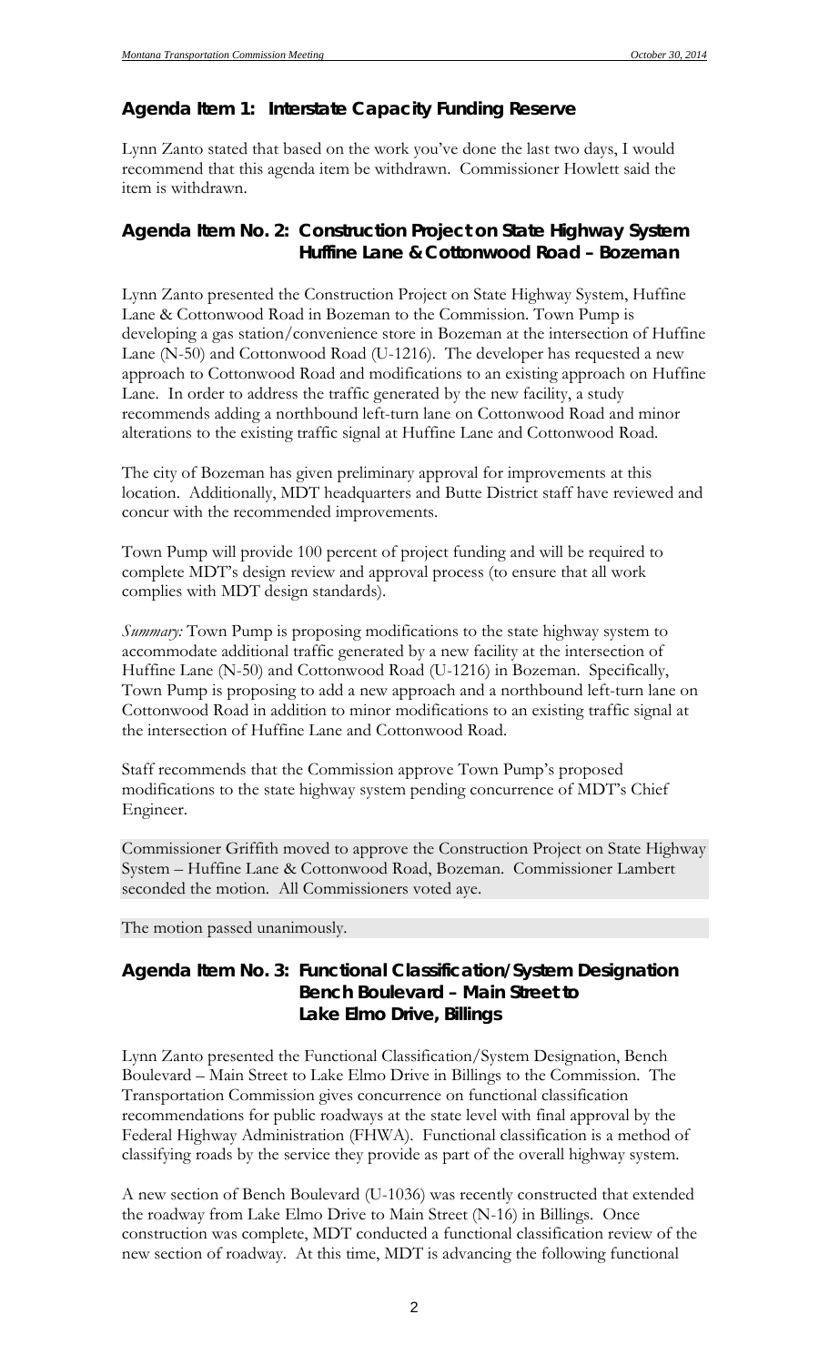## Agenda Item 1: Interstate Capacity Funding Reserve

Lynn Zanto stated that based on the work you've done the last two days, I would recommend that this agenda item be withdrawn. Commissioner Howlett said the item is withdrawn.

## Agenda Item No. 2: Construction Project on State Highway System Huffine Lane & Cottonwood Road – Bozeman

Lynn Zanto presented the Construction Project on State Highway System, Huffine Lane & Cottonwood Road in Bozeman to the Commission. Town Pump is developing a gas station/convenience store in Bozeman at the intersection of Huffine Lane (N-50) and Cottonwood Road (U-1216). The developer has requested a new approach to Cottonwood Road and modifications to an existing approach on Huffine Lane. In order to address the traffic generated by the new facility, a study recommends adding a northbound left-turn lane on Cottonwood Road and minor alterations to the existing traffic signal at Huffine Lane and Cottonwood Road.

The city of Bozeman has given preliminary approval for improvements at this location. Additionally, MDT headquarters and Butte District staff have reviewed and concur with the recommended improvements.

Town Pump will provide 100 percent of project funding and will be required to complete MDT's design review and approval process (to ensure that all work complies with MDT design standards).

*Summary:* Town Pump is proposing modifications to the state highway system to accommodate additional traffic generated by a new facility at the intersection of Huffine Lane (N-50) and Cottonwood Road (U-1216) in Bozeman. Specifically, Town Pump is proposing to add a new approach and a northbound left-turn lane on Cottonwood Road in addition to minor modifications to an existing traffic signal at the intersection of Huffine Lane and Cottonwood Road.

Staff recommends that the Commission approve Town Pump's proposed modifications to the state highway system pending concurrence of MDT's Chief Engineer.

Commissioner Griffith moved to approve the Construction Project on State Highway System – Huffine Lane & Cottonwood Road, Bozeman. Commissioner Lambert seconded the motion. All Commissioners voted aye.

The motion passed unanimously.

## Agenda Item No. 3: Functional Classification/System Designation Bench Boulevard – Main Street to Lake Elmo Drive, Billings

Lynn Zanto presented the Functional Classification/System Designation, Bench Boulevard – Main Street to Lake Elmo Drive in Billings to the Commission. The Transportation Commission gives concurrence on functional classification recommendations for public roadways at the state level with final approval by the Federal Highway Administration (FHWA). Functional classification is a method of classifying roads by the service they provide as part of the overall highway system.

A new section of Bench Boulevard (U-1036) was recently constructed that extended the roadway from Lake Elmo Drive to Main Street (N-16) in Billings. Once construction was complete, MDT conducted a functional classification review of the new section of roadway. At this time, MDT is advancing the following functional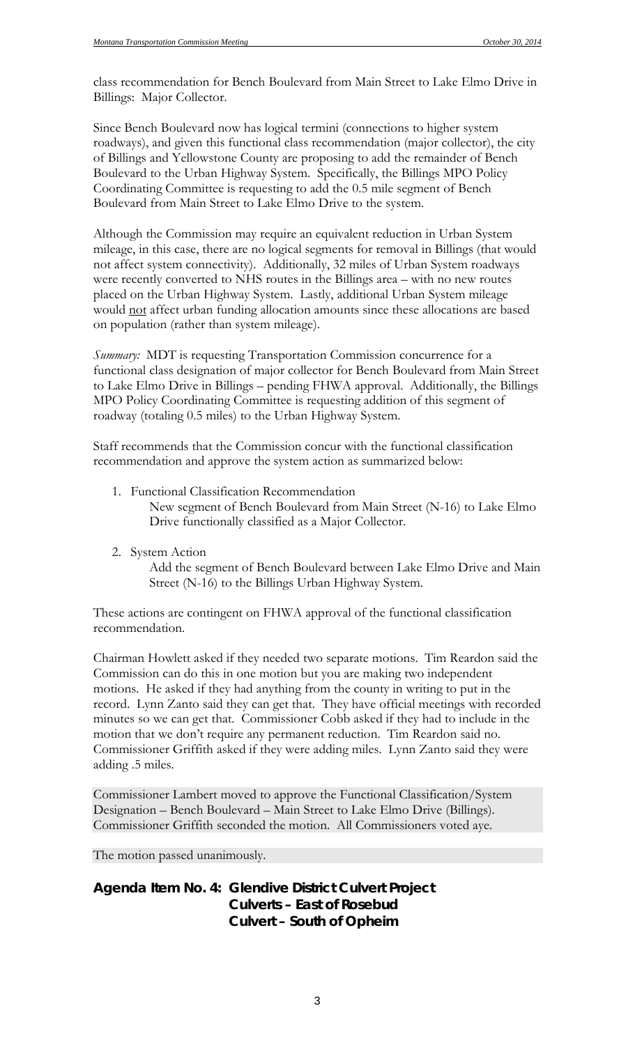class recommendation for Bench Boulevard from Main Street to Lake Elmo Drive in Billings: Major Collector.

Since Bench Boulevard now has logical termini (connections to higher system roadways), and given this functional class recommendation (major collector), the city of Billings and Yellowstone County are proposing to add the remainder of Bench Boulevard to the Urban Highway System. Specifically, the Billings MPO Policy Coordinating Committee is requesting to add the 0.5 mile segment of Bench Boulevard from Main Street to Lake Elmo Drive to the system.

Although the Commission may require an equivalent reduction in Urban System mileage, in this case, there are no logical segments for removal in Billings (that would not affect system connectivity). Additionally, 32 miles of Urban System roadways were recently converted to NHS routes in the Billings area – with no new routes placed on the Urban Highway System. Lastly, additional Urban System mileage would not affect urban funding allocation amounts since these allocations are based on population (rather than system mileage).

*Summary:* MDT is requesting Transportation Commission concurrence for a functional class designation of major collector for Bench Boulevard from Main Street to Lake Elmo Drive in Billings – pending FHWA approval. Additionally, the Billings MPO Policy Coordinating Committee is requesting addition of this segment of roadway (totaling 0.5 miles) to the Urban Highway System.

Staff recommends that the Commission concur with the functional classification recommendation and approve the system action as summarized below:

1. Functional Classification Recommendation
   New segment of Bench Boulevard from Main Street (N-16) to Lake Elmo Drive functionally classified as a Major Collector.

2. System Action
   Add the segment of Bench Boulevard between Lake Elmo Drive and Main Street (N-16) to the Billings Urban Highway System.

These actions are contingent on FHWA approval of the functional classification recommendation.

Chairman Howlett asked if they needed two separate motions. Tim Reardon said the Commission can do this in one motion but you are making two independent motions. He asked if they had anything from the county in writing to put in the record. Lynn Zanto said they can get that. They have official meetings with recorded minutes so we can get that. Commissioner Cobb asked if they had to include in the motion that we don't require any permanent reduction. Tim Reardon said no. Commissioner Griffith asked if they were adding miles. Lynn Zanto said they were adding .5 miles.

Commissioner Lambert moved to approve the Functional Classification/System Designation – Bench Boulevard – Main Street to Lake Elmo Drive (Billings). Commissioner Griffith seconded the motion. All Commissioners voted aye.

The motion passed unanimously.

## Agenda Item No. 4: Glendive District Culvert Project
### Culverts – East of Rosebud
### Culvert – South of Opheim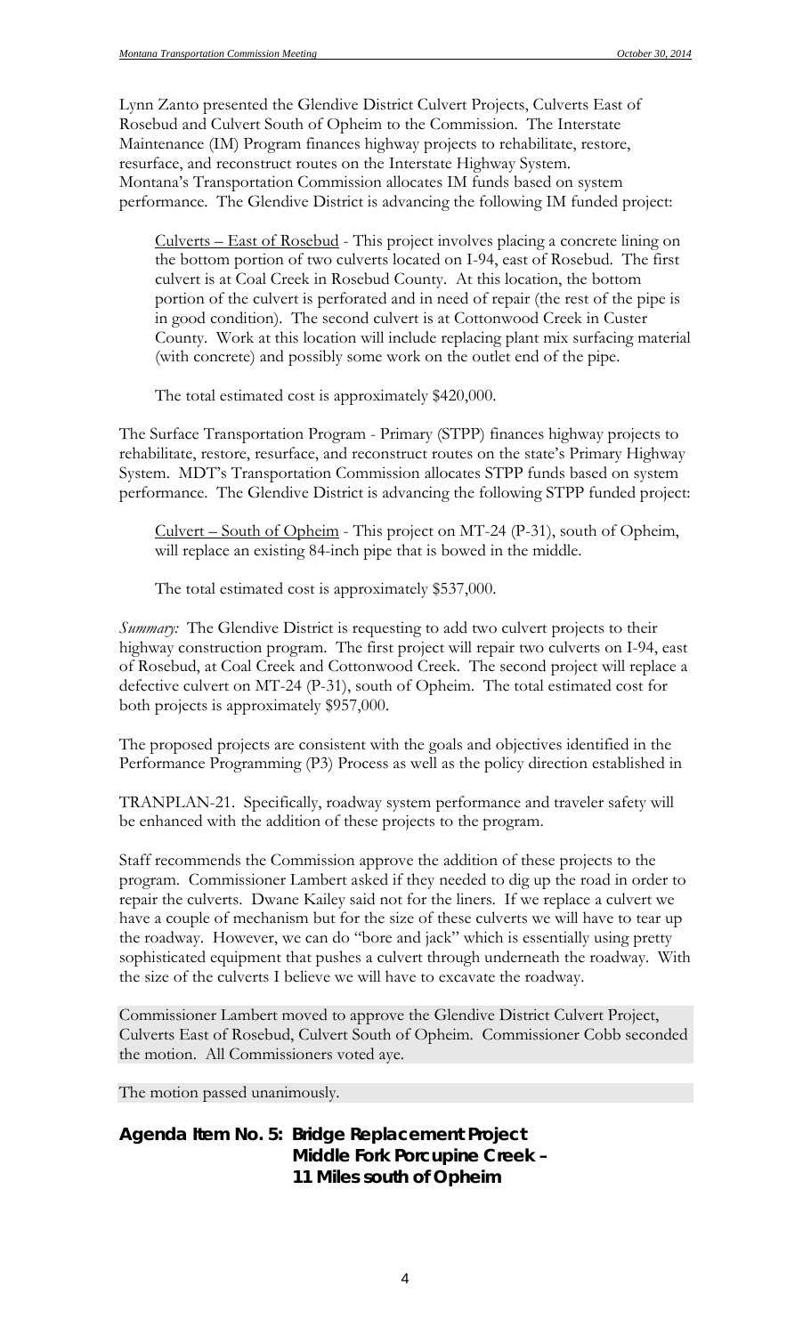Lynn Zanto presented the Glendive District Culvert Projects, Culverts East of Rosebud and Culvert South of Opheim to the Commission. The Interstate Maintenance (IM) Program finances highway projects to rehabilitate, restore, resurface, and reconstruct routes on the Interstate Highway System. Montana's Transportation Commission allocates IM funds based on system performance. The Glendive District is advancing the following IM funded project:

> Culverts – East of Rosebud - This project involves placing a concrete lining on the bottom portion of two culverts located on I-94, east of Rosebud. The first culvert is at Coal Creek in Rosebud County. At this location, the bottom portion of the culvert is perforated and in need of repair (the rest of the pipe is in good condition). The second culvert is at Cottonwood Creek in Custer County. Work at this location will include replacing plant mix surfacing material (with concrete) and possibly some work on the outlet end of the pipe.
>
> The total estimated cost is approximately $420,000.

The Surface Transportation Program - Primary (STPP) finances highway projects to rehabilitate, restore, resurface, and reconstruct routes on the state's Primary Highway System. MDT's Transportation Commission allocates STPP funds based on system performance. The Glendive District is advancing the following STPP funded project:

> Culvert – South of Opheim - This project on MT-24 (P-31), south of Opheim, will replace an existing 84-inch pipe that is bowed in the middle.
>
> The total estimated cost is approximately $537,000.

*Summary:* The Glendive District is requesting to add two culvert projects to their highway construction program. The first project will repair two culverts on I-94, east of Rosebud, at Coal Creek and Cottonwood Creek. The second project will replace a defective culvert on MT-24 (P-31), south of Opheim. The total estimated cost for both projects is approximately $957,000.

The proposed projects are consistent with the goals and objectives identified in the Performance Programming (P3) Process as well as the policy direction established in

TRANPLAN-21. Specifically, roadway system performance and traveler safety will be enhanced with the addition of these projects to the program.

Staff recommends the Commission approve the addition of these projects to the program. Commissioner Lambert asked if they needed to dig up the road in order to repair the culverts. Dwane Kailey said not for the liners. If we replace a culvert we have a couple of mechanism but for the size of these culverts we will have to tear up the roadway. However, we can do "bore and jack" which is essentially using pretty sophisticated equipment that pushes a culvert through underneath the roadway. With the size of the culverts I believe we will have to excavate the roadway.

Commissioner Lambert moved to approve the Glendive District Culvert Project, Culverts East of Rosebud, Culvert South of Opheim. Commissioner Cobb seconded the motion. All Commissioners voted aye.

The motion passed unanimously.

## Agenda Item No. 5: Bridge Replacement Project Middle Fork Porcupine Creek – 11 Miles south of Opheim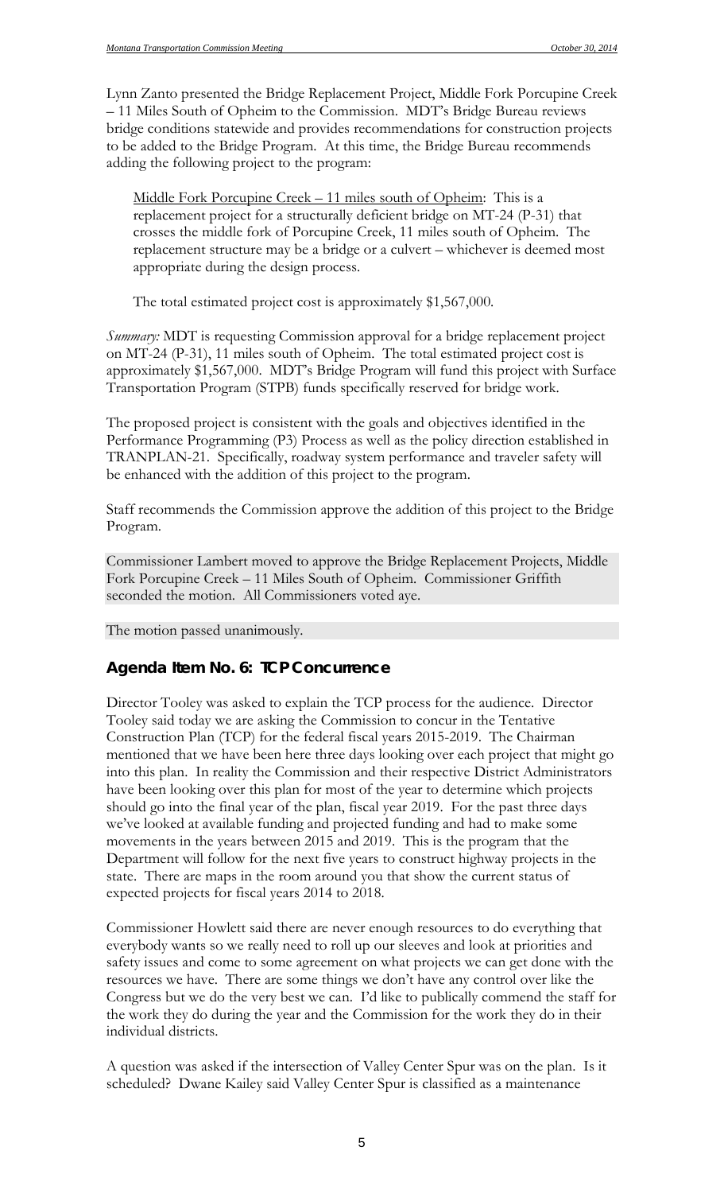Lynn Zanto presented the Bridge Replacement Project, Middle Fork Porcupine Creek – 11 Miles South of Opheim to the Commission. MDT's Bridge Bureau reviews bridge conditions statewide and provides recommendations for construction projects to be added to the Bridge Program. At this time, the Bridge Bureau recommends adding the following project to the program:

> Middle Fork Porcupine Creek – 11 miles south of Opheim: This is a replacement project for a structurally deficient bridge on MT-24 (P-31) that crosses the middle fork of Porcupine Creek, 11 miles south of Opheim. The replacement structure may be a bridge or a culvert – whichever is deemed most appropriate during the design process.
>
> The total estimated project cost is approximately $1,567,000.

*Summary:* MDT is requesting Commission approval for a bridge replacement project on MT-24 (P-31), 11 miles south of Opheim. The total estimated project cost is approximately $1,567,000. MDT's Bridge Program will fund this project with Surface Transportation Program (STPB) funds specifically reserved for bridge work.

The proposed project is consistent with the goals and objectives identified in the Performance Programming (P3) Process as well as the policy direction established in TRANPLAN-21. Specifically, roadway system performance and traveler safety will be enhanced with the addition of this project to the program.

Staff recommends the Commission approve the addition of this project to the Bridge Program.

Commissioner Lambert moved to approve the Bridge Replacement Projects, Middle Fork Porcupine Creek – 11 Miles South of Opheim. Commissioner Griffith seconded the motion. All Commissioners voted aye.

The motion passed unanimously.

## Agenda Item No. 6: TCP Concurrence

Director Tooley was asked to explain the TCP process for the audience. Director Tooley said today we are asking the Commission to concur in the Tentative Construction Plan (TCP) for the federal fiscal years 2015-2019. The Chairman mentioned that we have been here three days looking over each project that might go into this plan. In reality the Commission and their respective District Administrators have been looking over this plan for most of the year to determine which projects should go into the final year of the plan, fiscal year 2019. For the past three days we've looked at available funding and projected funding and had to make some movements in the years between 2015 and 2019. This is the program that the Department will follow for the next five years to construct highway projects in the state. There are maps in the room around you that show the current status of expected projects for fiscal years 2014 to 2018.

Commissioner Howlett said there are never enough resources to do everything that everybody wants so we really need to roll up our sleeves and look at priorities and safety issues and come to some agreement on what projects we can get done with the resources we have. There are some things we don't have any control over like the Congress but we do the very best we can. I'd like to publically commend the staff for the work they do during the year and the Commission for the work they do in their individual districts.

A question was asked if the intersection of Valley Center Spur was on the plan. Is it scheduled? Dwane Kailey said Valley Center Spur is classified as a maintenance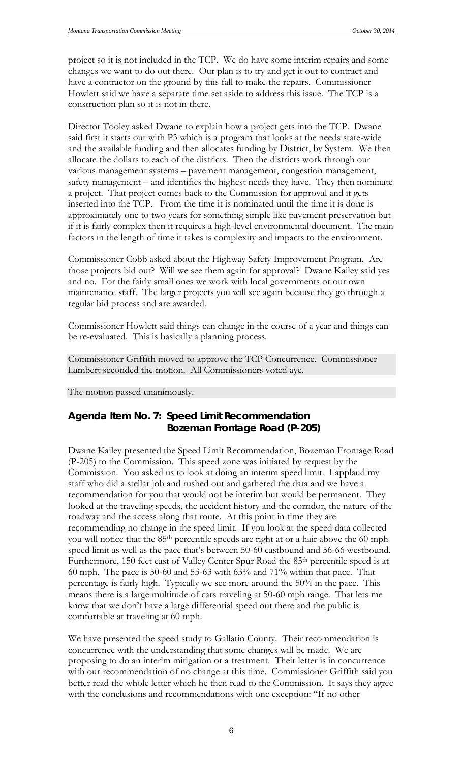project so it is not included in the TCP. We do have some interim repairs and some changes we want to do out there. Our plan is to try and get it out to contract and have a contractor on the ground by this fall to make the repairs. Commissioner Howlett said we have a separate time set aside to address this issue. The TCP is a construction plan so it is not in there.

Director Tooley asked Dwane to explain how a project gets into the TCP. Dwane said first it starts out with P3 which is a program that looks at the needs state-wide and the available funding and then allocates funding by District, by System. We then allocate the dollars to each of the districts. Then the districts work through our various management systems – pavement management, congestion management, safety management – and identifies the highest needs they have. They then nominate a project. That project comes back to the Commission for approval and it gets inserted into the TCP. From the time it is nominated until the time it is done is approximately one to two years for something simple like pavement preservation but if it is fairly complex then it requires a high-level environmental document. The main factors in the length of time it takes is complexity and impacts to the environment.

Commissioner Cobb asked about the Highway Safety Improvement Program. Are those projects bid out? Will we see them again for approval? Dwane Kailey said yes and no. For the fairly small ones we work with local governments or our own maintenance staff. The larger projects you will see again because they go through a regular bid process and are awarded.

Commissioner Howlett said things can change in the course of a year and things can be re-evaluated. This is basically a planning process.

Commissioner Griffith moved to approve the TCP Concurrence. Commissioner Lambert seconded the motion. All Commissioners voted aye.

The motion passed unanimously.

## Agenda Item No. 7: Speed Limit Recommendation Bozeman Frontage Road (P-205)

Dwane Kailey presented the Speed Limit Recommendation, Bozeman Frontage Road (P-205) to the Commission. This speed zone was initiated by request by the Commission. You asked us to look at doing an interim speed limit. I applaud my staff who did a stellar job and rushed out and gathered the data and we have a recommendation for you that would not be interim but would be permanent. They looked at the traveling speeds, the accident history and the corridor, the nature of the roadway and the access along that route. At this point in time they are recommending no change in the speed limit. If you look at the speed data collected you will notice that the 85th percentile speeds are right at or a hair above the 60 mph speed limit as well as the pace that's between 50-60 eastbound and 56-66 westbound. Furthermore, 150 feet east of Valley Center Spur Road the 85th percentile speed is at 60 mph. The pace is 50-60 and 53-63 with 63% and 71% within that pace. That percentage is fairly high. Typically we see more around the 50% in the pace. This means there is a large multitude of cars traveling at 50-60 mph range. That lets me know that we don't have a large differential speed out there and the public is comfortable at traveling at 60 mph.

We have presented the speed study to Gallatin County. Their recommendation is concurrence with the understanding that some changes will be made. We are proposing to do an interim mitigation or a treatment. Their letter is in concurrence with our recommendation of no change at this time. Commissioner Griffith said you better read the whole letter which he then read to the Commission. It says they agree with the conclusions and recommendations with one exception: "If no other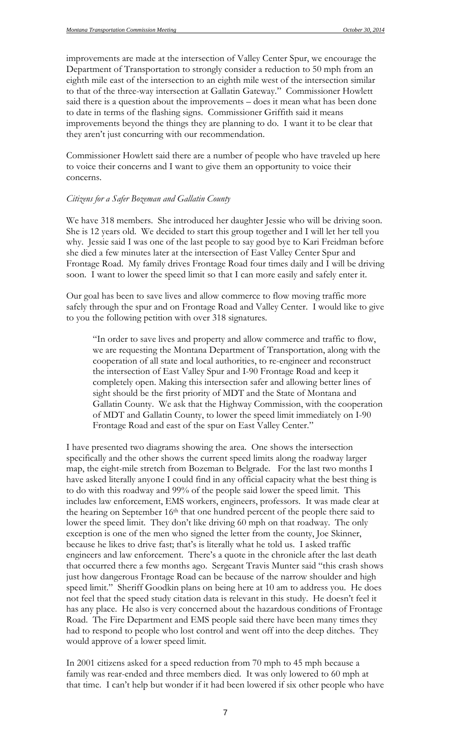improvements are made at the intersection of Valley Center Spur, we encourage the Department of Transportation to strongly consider a reduction to 50 mph from an eighth mile east of the intersection to an eighth mile west of the intersection similar to that of the three-way intersection at Gallatin Gateway." Commissioner Howlett said there is a question about the improvements – does it mean what has been done to date in terms of the flashing signs. Commissioner Griffith said it means improvements beyond the things they are planning to do. I want it to be clear that they aren't just concurring with our recommendation.

Commissioner Howlett said there are a number of people who have traveled up here to voice their concerns and I want to give them an opportunity to voice their concerns.

*Citizens for a Safer Bozeman and Gallatin County*

We have 318 members. She introduced her daughter Jessie who will be driving soon. She is 12 years old. We decided to start this group together and I will let her tell you why. Jessie said I was one of the last people to say good bye to Kari Freidman before she died a few minutes later at the intersection of East Valley Center Spur and Frontage Road. My family drives Frontage Road four times daily and I will be driving soon. I want to lower the speed limit so that I can more easily and safely enter it.

Our goal has been to save lives and allow commerce to flow moving traffic more safely through the spur and on Frontage Road and Valley Center. I would like to give to you the following petition with over 318 signatures.

> "In order to save lives and property and allow commerce and traffic to flow, we are requesting the Montana Department of Transportation, along with the cooperation of all state and local authorities, to re-engineer and reconstruct the intersection of East Valley Spur and I-90 Frontage Road and keep it completely open. Making this intersection safer and allowing better lines of sight should be the first priority of MDT and the State of Montana and Gallatin County. We ask that the Highway Commission, with the cooperation of MDT and Gallatin County, to lower the speed limit immediately on I-90 Frontage Road and east of the spur on East Valley Center."

I have presented two diagrams showing the area. One shows the intersection specifically and the other shows the current speed limits along the roadway larger map, the eight-mile stretch from Bozeman to Belgrade. For the last two months I have asked literally anyone I could find in any official capacity what the best thing is to do with this roadway and 99% of the people said lower the speed limit. This includes law enforcement, EMS workers, engineers, professors. It was made clear at the hearing on September 16th that one hundred percent of the people there said to lower the speed limit. They don't like driving 60 mph on that roadway. The only exception is one of the men who signed the letter from the county, Joe Skinner, because he likes to drive fast; that's is literally what he told us. I asked traffic engineers and law enforcement. There's a quote in the chronicle after the last death that occurred there a few months ago. Sergeant Travis Munter said "this crash shows just how dangerous Frontage Road can be because of the narrow shoulder and high speed limit." Sheriff Goodkin plans on being here at 10 am to address you. He does not feel that the speed study citation data is relevant in this study. He doesn't feel it has any place. He also is very concerned about the hazardous conditions of Frontage Road. The Fire Department and EMS people said there have been many times they had to respond to people who lost control and went off into the deep ditches. They would approve of a lower speed limit.

In 2001 citizens asked for a speed reduction from 70 mph to 45 mph because a family was rear-ended and three members died. It was only lowered to 60 mph at that time. I can't help but wonder if it had been lowered if six other people who have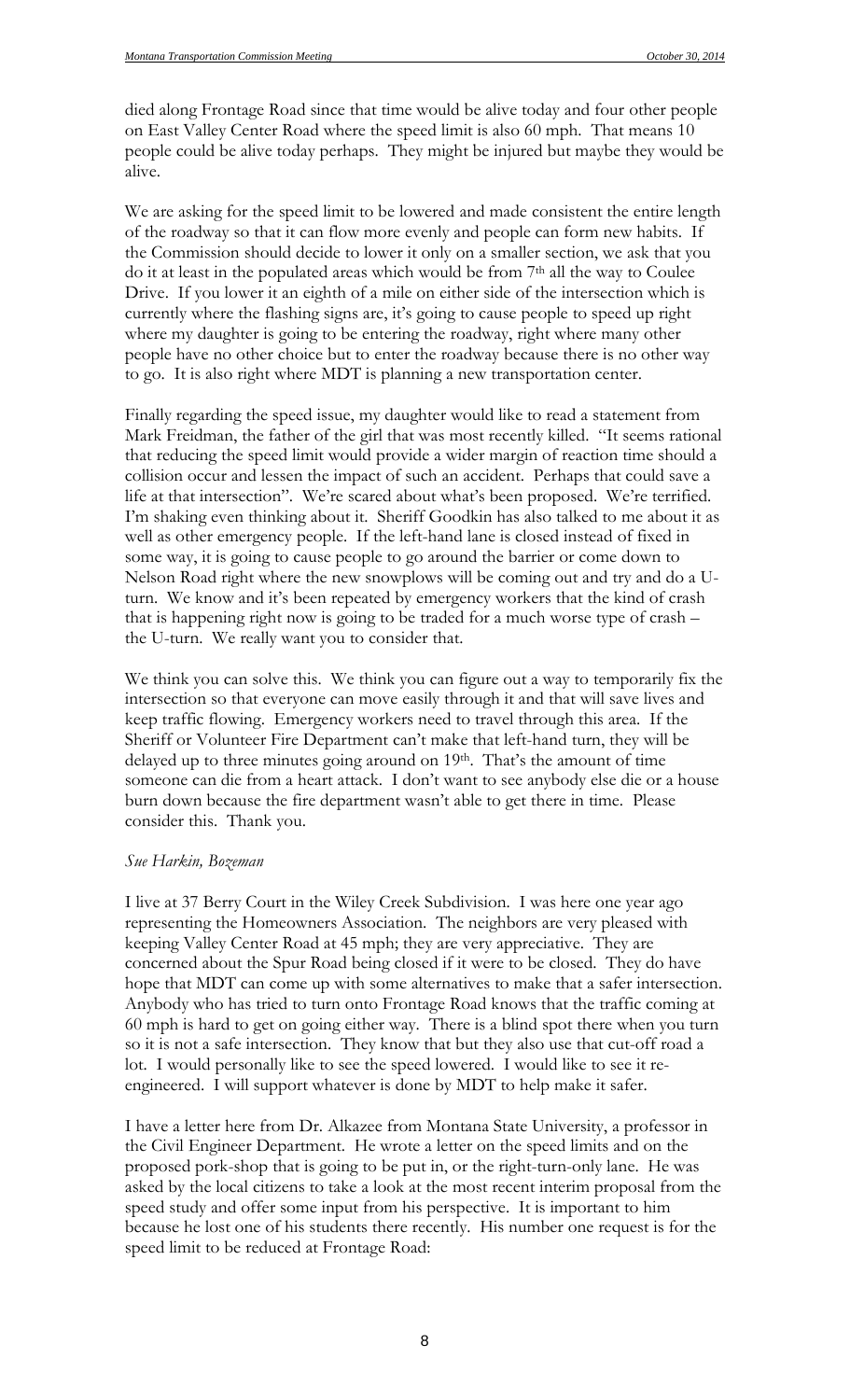died along Frontage Road since that time would be alive today and four other people on East Valley Center Road where the speed limit is also 60 mph. That means 10 people could be alive today perhaps. They might be injured but maybe they would be alive.

We are asking for the speed limit to be lowered and made consistent the entire length of the roadway so that it can flow more evenly and people can form new habits. If the Commission should decide to lower it only on a smaller section, we ask that you do it at least in the populated areas which would be from 7th all the way to Coulee Drive. If you lower it an eighth of a mile on either side of the intersection which is currently where the flashing signs are, it's going to cause people to speed up right where my daughter is going to be entering the roadway, right where many other people have no other choice but to enter the roadway because there is no other way to go. It is also right where MDT is planning a new transportation center.

Finally regarding the speed issue, my daughter would like to read a statement from Mark Freidman, the father of the girl that was most recently killed. "It seems rational that reducing the speed limit would provide a wider margin of reaction time should a collision occur and lessen the impact of such an accident. Perhaps that could save a life at that intersection". We're scared about what's been proposed. We're terrified. I'm shaking even thinking about it. Sheriff Goodkin has also talked to me about it as well as other emergency people. If the left-hand lane is closed instead of fixed in some way, it is going to cause people to go around the barrier or come down to Nelson Road right where the new snowplows will be coming out and try and do a U-turn. We know and it's been repeated by emergency workers that the kind of crash that is happening right now is going to be traded for a much worse type of crash – the U-turn. We really want you to consider that.

We think you can solve this. We think you can figure out a way to temporarily fix the intersection so that everyone can move easily through it and that will save lives and keep traffic flowing. Emergency workers need to travel through this area. If the Sheriff or Volunteer Fire Department can't make that left-hand turn, they will be delayed up to three minutes going around on 19th. That's the amount of time someone can die from a heart attack. I don't want to see anybody else die or a house burn down because the fire department wasn't able to get there in time. Please consider this. Thank you.

*Sue Harkin, Bozeman*

I live at 37 Berry Court in the Wiley Creek Subdivision. I was here one year ago representing the Homeowners Association. The neighbors are very pleased with keeping Valley Center Road at 45 mph; they are very appreciative. They are concerned about the Spur Road being closed if it were to be closed. They do have hope that MDT can come up with some alternatives to make that a safer intersection. Anybody who has tried to turn onto Frontage Road knows that the traffic coming at 60 mph is hard to get on going either way. There is a blind spot there when you turn so it is not a safe intersection. They know that but they also use that cut-off road a lot. I would personally like to see the speed lowered. I would like to see it re-engineered. I will support whatever is done by MDT to help make it safer.

I have a letter here from Dr. Alkazee from Montana State University, a professor in the Civil Engineer Department. He wrote a letter on the speed limits and on the proposed pork-shop that is going to be put in, or the right-turn-only lane. He was asked by the local citizens to take a look at the most recent interim proposal from the speed study and offer some input from his perspective. It is important to him because he lost one of his students there recently. His number one request is for the speed limit to be reduced at Frontage Road: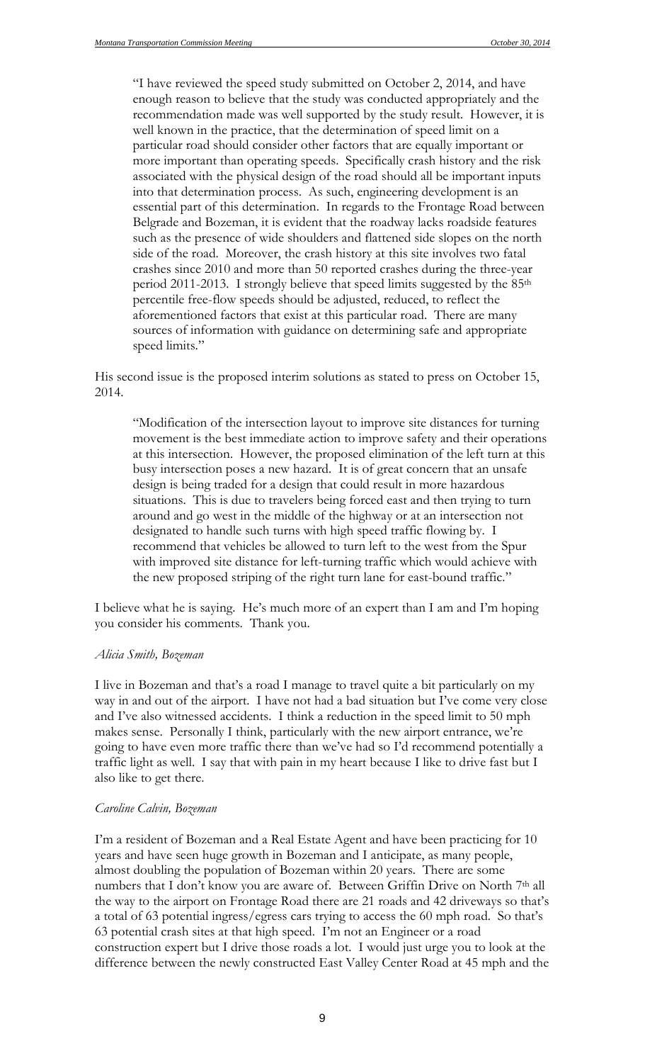> "I have reviewed the speed study submitted on October 2, 2014, and have enough reason to believe that the study was conducted appropriately and the recommendation made was well supported by the study result. However, it is well known in the practice, that the determination of speed limit on a particular road should consider other factors that are equally important or more important than operating speeds. Specifically crash history and the risk associated with the physical design of the road should all be important inputs into that determination process. As such, engineering development is an essential part of this determination. In regards to the Frontage Road between Belgrade and Bozeman, it is evident that the roadway lacks roadside features such as the presence of wide shoulders and flattened side slopes on the north side of the road. Moreover, the crash history at this site involves two fatal crashes since 2010 and more than 50 reported crashes during the three-year period 2011-2013. I strongly believe that speed limits suggested by the 85th percentile free-flow speeds should be adjusted, reduced, to reflect the aforementioned factors that exist at this particular road. There are many sources of information with guidance on determining safe and appropriate speed limits."

His second issue is the proposed interim solutions as stated to press on October 15, 2014.

> "Modification of the intersection layout to improve site distances for turning movement is the best immediate action to improve safety and their operations at this intersection. However, the proposed elimination of the left turn at this busy intersection poses a new hazard. It is of great concern that an unsafe design is being traded for a design that could result in more hazardous situations. This is due to travelers being forced east and then trying to turn around and go west in the middle of the highway or at an intersection not designated to handle such turns with high speed traffic flowing by. I recommend that vehicles be allowed to turn left to the west from the Spur with improved site distance for left-turning traffic which would achieve with the new proposed striping of the right turn lane for east-bound traffic."

I believe what he is saying. He's much more of an expert than I am and I'm hoping you consider his comments. Thank you.

*Alicia Smith, Bozeman*

I live in Bozeman and that's a road I manage to travel quite a bit particularly on my way in and out of the airport. I have not had a bad situation but I've come very close and I've also witnessed accidents. I think a reduction in the speed limit to 50 mph makes sense. Personally I think, particularly with the new airport entrance, we're going to have even more traffic there than we've had so I'd recommend potentially a traffic light as well. I say that with pain in my heart because I like to drive fast but I also like to get there.

*Caroline Calvin, Bozeman*

I'm a resident of Bozeman and a Real Estate Agent and have been practicing for 10 years and have seen huge growth in Bozeman and I anticipate, as many people, almost doubling the population of Bozeman within 20 years. There are some numbers that I don't know you are aware of. Between Griffin Drive on North 7th all the way to the airport on Frontage Road there are 21 roads and 42 driveways so that's a total of 63 potential ingress/egress cars trying to access the 60 mph road. So that's 63 potential crash sites at that high speed. I'm not an Engineer or a road construction expert but I drive those roads a lot. I would just urge you to look at the difference between the newly constructed East Valley Center Road at 45 mph and the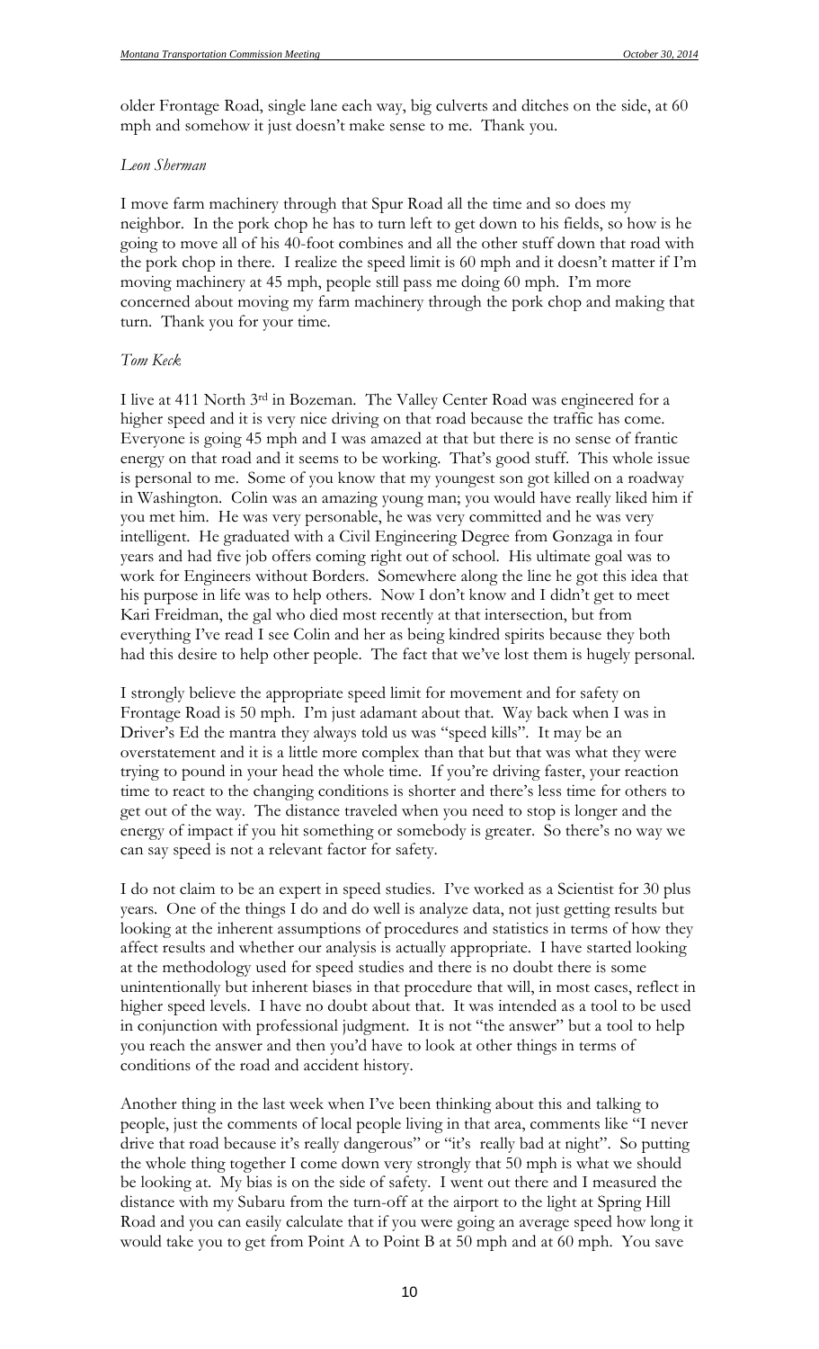older Frontage Road, single lane each way, big culverts and ditches on the side, at 60 mph and somehow it just doesn't make sense to me. Thank you.

*Leon Sherman*

I move farm machinery through that Spur Road all the time and so does my neighbor. In the pork chop he has to turn left to get down to his fields, so how is he going to move all of his 40-foot combines and all the other stuff down that road with the pork chop in there. I realize the speed limit is 60 mph and it doesn't matter if I'm moving machinery at 45 mph, people still pass me doing 60 mph. I'm more concerned about moving my farm machinery through the pork chop and making that turn. Thank you for your time.

*Tom Keck*

I live at 411 North 3rd in Bozeman. The Valley Center Road was engineered for a higher speed and it is very nice driving on that road because the traffic has come. Everyone is going 45 mph and I was amazed at that but there is no sense of frantic energy on that road and it seems to be working. That's good stuff. This whole issue is personal to me. Some of you know that my youngest son got killed on a roadway in Washington. Colin was an amazing young man; you would have really liked him if you met him. He was very personable, he was very committed and he was very intelligent. He graduated with a Civil Engineering Degree from Gonzaga in four years and had five job offers coming right out of school. His ultimate goal was to work for Engineers without Borders. Somewhere along the line he got this idea that his purpose in life was to help others. Now I don't know and I didn't get to meet Kari Freidman, the gal who died most recently at that intersection, but from everything I've read I see Colin and her as being kindred spirits because they both had this desire to help other people. The fact that we've lost them is hugely personal.

I strongly believe the appropriate speed limit for movement and for safety on Frontage Road is 50 mph. I'm just adamant about that. Way back when I was in Driver's Ed the mantra they always told us was "speed kills". It may be an overstatement and it is a little more complex than that but that was what they were trying to pound in your head the whole time. If you're driving faster, your reaction time to react to the changing conditions is shorter and there's less time for others to get out of the way. The distance traveled when you need to stop is longer and the energy of impact if you hit something or somebody is greater. So there's no way we can say speed is not a relevant factor for safety.

I do not claim to be an expert in speed studies. I've worked as a Scientist for 30 plus years. One of the things I do and do well is analyze data, not just getting results but looking at the inherent assumptions of procedures and statistics in terms of how they affect results and whether our analysis is actually appropriate. I have started looking at the methodology used for speed studies and there is no doubt there is some unintentionally but inherent biases in that procedure that will, in most cases, reflect in higher speed levels. I have no doubt about that. It was intended as a tool to be used in conjunction with professional judgment. It is not "the answer" but a tool to help you reach the answer and then you'd have to look at other things in terms of conditions of the road and accident history.

Another thing in the last week when I've been thinking about this and talking to people, just the comments of local people living in that area, comments like "I never drive that road because it's really dangerous" or "it's really bad at night". So putting the whole thing together I come down very strongly that 50 mph is what we should be looking at. My bias is on the side of safety. I went out there and I measured the distance with my Subaru from the turn-off at the airport to the light at Spring Hill Road and you can easily calculate that if you were going an average speed how long it would take you to get from Point A to Point B at 50 mph and at 60 mph. You save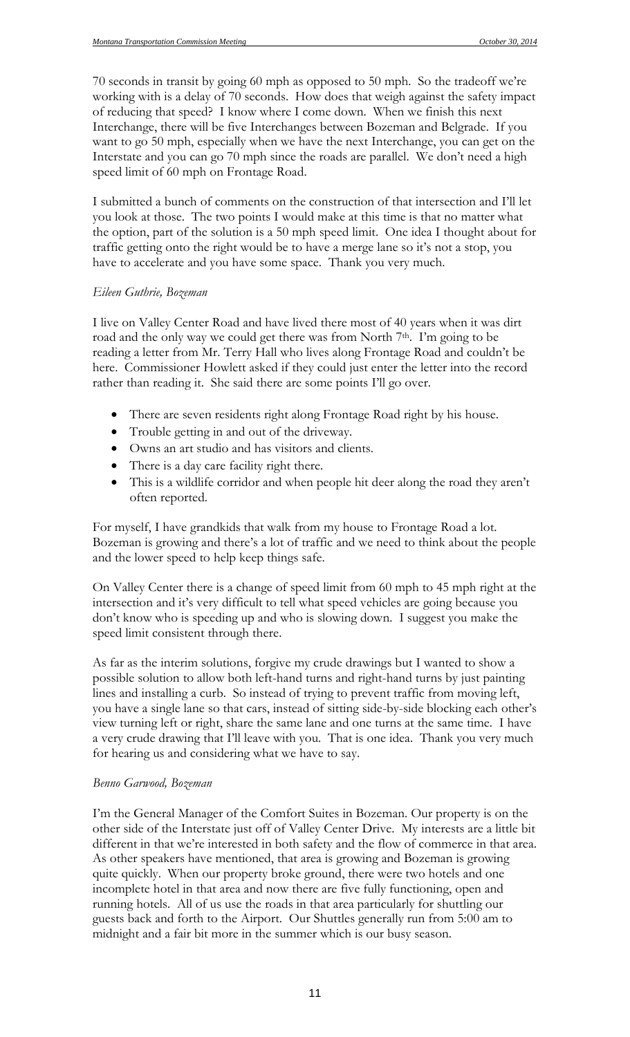70 seconds in transit by going 60 mph as opposed to 50 mph. So the tradeoff we're working with is a delay of 70 seconds. How does that weigh against the safety impact of reducing that speed? I know where I come down. When we finish this next Interchange, there will be five Interchanges between Bozeman and Belgrade. If you want to go 50 mph, especially when we have the next Interchange, you can get on the Interstate and you can go 70 mph since the roads are parallel. We don't need a high speed limit of 60 mph on Frontage Road.

I submitted a bunch of comments on the construction of that intersection and I'll let you look at those. The two points I would make at this time is that no matter what the option, part of the solution is a 50 mph speed limit. One idea I thought about for traffic getting onto the right would be to have a merge lane so it's not a stop, you have to accelerate and you have some space. Thank you very much.

*Eileen Guthrie, Bozeman*

I live on Valley Center Road and have lived there most of 40 years when it was dirt road and the only way we could get there was from North 7th. I'm going to be reading a letter from Mr. Terry Hall who lives along Frontage Road and couldn't be here. Commissioner Howlett asked if they could just enter the letter into the record rather than reading it. She said there are some points I'll go over.

- There are seven residents right along Frontage Road right by his house.
- Trouble getting in and out of the driveway.
- Owns an art studio and has visitors and clients.
- There is a day care facility right there.
- This is a wildlife corridor and when people hit deer along the road they aren't often reported.

For myself, I have grandkids that walk from my house to Frontage Road a lot. Bozeman is growing and there's a lot of traffic and we need to think about the people and the lower speed to help keep things safe.

On Valley Center there is a change of speed limit from 60 mph to 45 mph right at the intersection and it's very difficult to tell what speed vehicles are going because you don't know who is speeding up and who is slowing down. I suggest you make the speed limit consistent through there.

As far as the interim solutions, forgive my crude drawings but I wanted to show a possible solution to allow both left-hand turns and right-hand turns by just painting lines and installing a curb. So instead of trying to prevent traffic from moving left, you have a single lane so that cars, instead of sitting side-by-side blocking each other's view turning left or right, share the same lane and one turns at the same time. I have a very crude drawing that I'll leave with you. That is one idea. Thank you very much for hearing us and considering what we have to say.

*Benno Garwood, Bozeman*

I'm the General Manager of the Comfort Suites in Bozeman. Our property is on the other side of the Interstate just off of Valley Center Drive. My interests are a little bit different in that we're interested in both safety and the flow of commerce in that area. As other speakers have mentioned, that area is growing and Bozeman is growing quite quickly. When our property broke ground, there were two hotels and one incomplete hotel in that area and now there are five fully functioning, open and running hotels. All of us use the roads in that area particularly for shuttling our guests back and forth to the Airport. Our Shuttles generally run from 5:00 am to midnight and a fair bit more in the summer which is our busy season.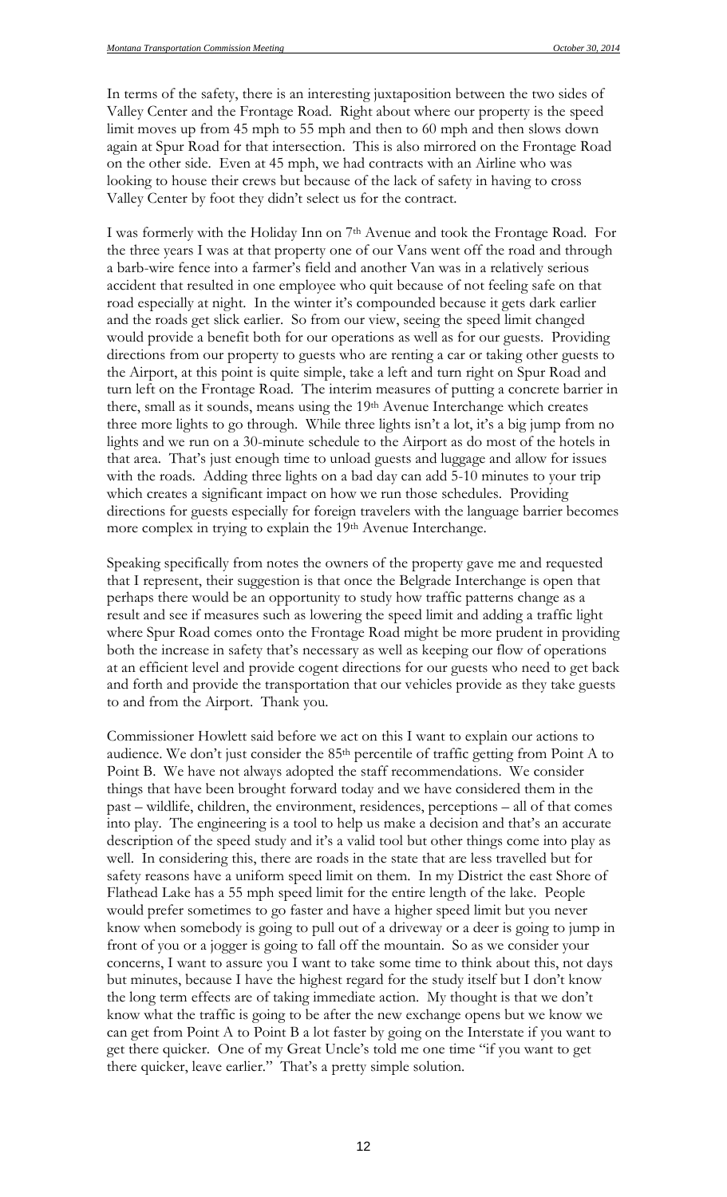In terms of the safety, there is an interesting juxtaposition between the two sides of Valley Center and the Frontage Road. Right about where our property is the speed limit moves up from 45 mph to 55 mph and then to 60 mph and then slows down again at Spur Road for that intersection. This is also mirrored on the Frontage Road on the other side. Even at 45 mph, we had contracts with an Airline who was looking to house their crews but because of the lack of safety in having to cross Valley Center by foot they didn't select us for the contract.

I was formerly with the Holiday Inn on 7th Avenue and took the Frontage Road. For the three years I was at that property one of our Vans went off the road and through a barb-wire fence into a farmer's field and another Van was in a relatively serious accident that resulted in one employee who quit because of not feeling safe on that road especially at night. In the winter it's compounded because it gets dark earlier and the roads get slick earlier. So from our view, seeing the speed limit changed would provide a benefit both for our operations as well as for our guests. Providing directions from our property to guests who are renting a car or taking other guests to the Airport, at this point is quite simple, take a left and turn right on Spur Road and turn left on the Frontage Road. The interim measures of putting a concrete barrier in there, small as it sounds, means using the 19th Avenue Interchange which creates three more lights to go through. While three lights isn't a lot, it's a big jump from no lights and we run on a 30-minute schedule to the Airport as do most of the hotels in that area. That's just enough time to unload guests and luggage and allow for issues with the roads. Adding three lights on a bad day can add 5-10 minutes to your trip which creates a significant impact on how we run those schedules. Providing directions for guests especially for foreign travelers with the language barrier becomes more complex in trying to explain the 19th Avenue Interchange.

Speaking specifically from notes the owners of the property gave me and requested that I represent, their suggestion is that once the Belgrade Interchange is open that perhaps there would be an opportunity to study how traffic patterns change as a result and see if measures such as lowering the speed limit and adding a traffic light where Spur Road comes onto the Frontage Road might be more prudent in providing both the increase in safety that's necessary as well as keeping our flow of operations at an efficient level and provide cogent directions for our guests who need to get back and forth and provide the transportation that our vehicles provide as they take guests to and from the Airport. Thank you.

Commissioner Howlett said before we act on this I want to explain our actions to audience. We don't just consider the 85th percentile of traffic getting from Point A to Point B. We have not always adopted the staff recommendations. We consider things that have been brought forward today and we have considered them in the past – wildlife, children, the environment, residences, perceptions – all of that comes into play. The engineering is a tool to help us make a decision and that's an accurate description of the speed study and it's a valid tool but other things come into play as well. In considering this, there are roads in the state that are less travelled but for safety reasons have a uniform speed limit on them. In my District the east Shore of Flathead Lake has a 55 mph speed limit for the entire length of the lake. People would prefer sometimes to go faster and have a higher speed limit but you never know when somebody is going to pull out of a driveway or a deer is going to jump in front of you or a jogger is going to fall off the mountain. So as we consider your concerns, I want to assure you I want to take some time to think about this, not days but minutes, because I have the highest regard for the study itself but I don't know the long term effects are of taking immediate action. My thought is that we don't know what the traffic is going to be after the new exchange opens but we know we can get from Point A to Point B a lot faster by going on the Interstate if you want to get there quicker. One of my Great Uncle's told me one time "if you want to get there quicker, leave earlier." That's a pretty simple solution.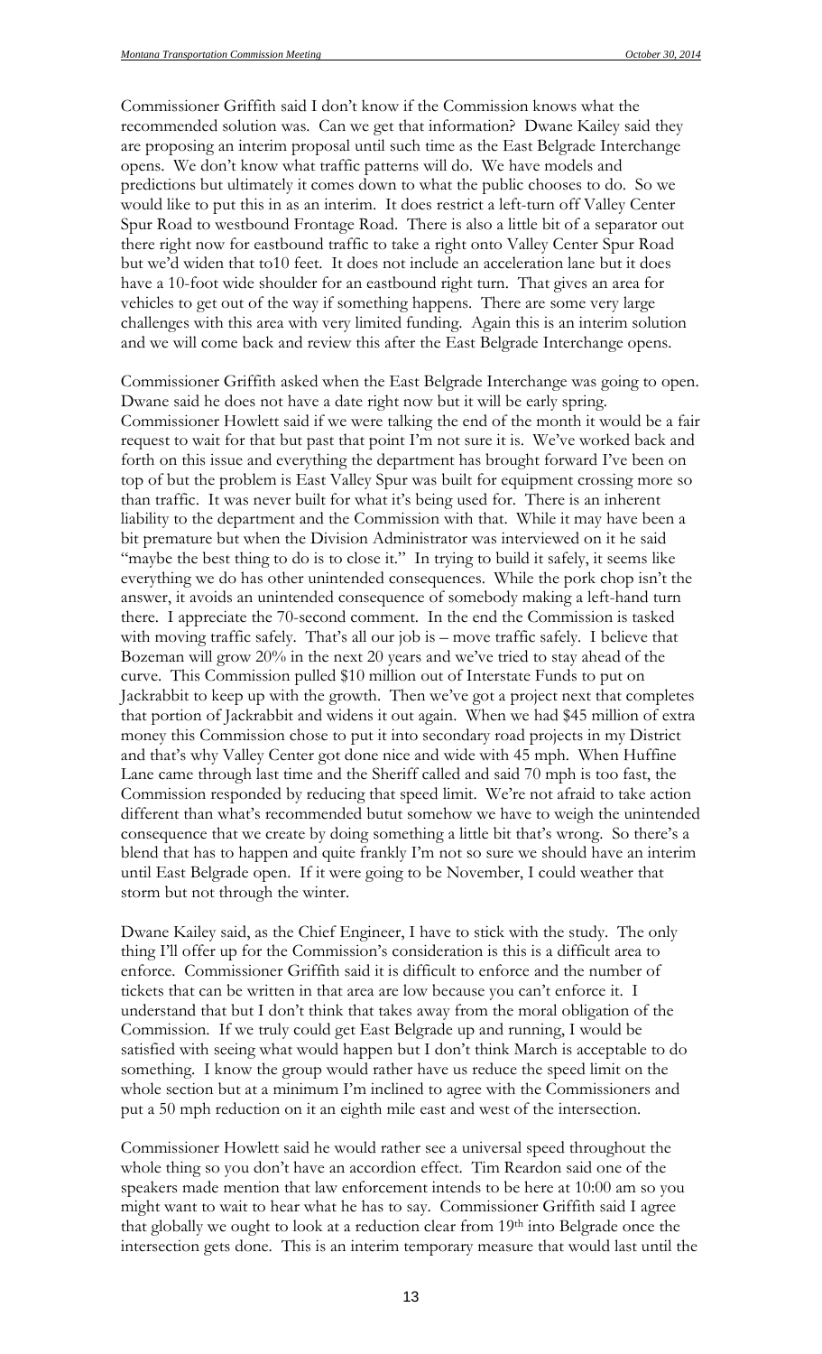Commissioner Griffith said I don't know if the Commission knows what the recommended solution was. Can we get that information? Dwane Kailey said they are proposing an interim proposal until such time as the East Belgrade Interchange opens. We don't know what traffic patterns will do. We have models and predictions but ultimately it comes down to what the public chooses to do. So we would like to put this in as an interim. It does restrict a left-turn off Valley Center Spur Road to westbound Frontage Road. There is also a little bit of a separator out there right now for eastbound traffic to take a right onto Valley Center Spur Road but we'd widen that to10 feet. It does not include an acceleration lane but it does have a 10-foot wide shoulder for an eastbound right turn. That gives an area for vehicles to get out of the way if something happens. There are some very large challenges with this area with very limited funding. Again this is an interim solution and we will come back and review this after the East Belgrade Interchange opens.

Commissioner Griffith asked when the East Belgrade Interchange was going to open. Dwane said he does not have a date right now but it will be early spring. Commissioner Howlett said if we were talking the end of the month it would be a fair request to wait for that but past that point I'm not sure it is. We've worked back and forth on this issue and everything the department has brought forward I've been on top of but the problem is East Valley Spur was built for equipment crossing more so than traffic. It was never built for what it's being used for. There is an inherent liability to the department and the Commission with that. While it may have been a bit premature but when the Division Administrator was interviewed on it he said "maybe the best thing to do is to close it." In trying to build it safely, it seems like everything we do has other unintended consequences. While the pork chop isn't the answer, it avoids an unintended consequence of somebody making a left-hand turn there. I appreciate the 70-second comment. In the end the Commission is tasked with moving traffic safely. That's all our job is – move traffic safely. I believe that Bozeman will grow 20% in the next 20 years and we've tried to stay ahead of the curve. This Commission pulled $10 million out of Interstate Funds to put on Jackrabbit to keep up with the growth. Then we've got a project next that completes that portion of Jackrabbit and widens it out again. When we had $45 million of extra money this Commission chose to put it into secondary road projects in my District and that's why Valley Center got done nice and wide with 45 mph. When Huffine Lane came through last time and the Sheriff called and said 70 mph is too fast, the Commission responded by reducing that speed limit. We're not afraid to take action different than what's recommended butut somehow we have to weigh the unintended consequence that we create by doing something a little bit that's wrong. So there's a blend that has to happen and quite frankly I'm not so sure we should have an interim until East Belgrade open. If it were going to be November, I could weather that storm but not through the winter.

Dwane Kailey said, as the Chief Engineer, I have to stick with the study. The only thing I'll offer up for the Commission's consideration is this is a difficult area to enforce. Commissioner Griffith said it is difficult to enforce and the number of tickets that can be written in that area are low because you can't enforce it. I understand that but I don't think that takes away from the moral obligation of the Commission. If we truly could get East Belgrade up and running, I would be satisfied with seeing what would happen but I don't think March is acceptable to do something. I know the group would rather have us reduce the speed limit on the whole section but at a minimum I'm inclined to agree with the Commissioners and put a 50 mph reduction on it an eighth mile east and west of the intersection.

Commissioner Howlett said he would rather see a universal speed throughout the whole thing so you don't have an accordion effect. Tim Reardon said one of the speakers made mention that law enforcement intends to be here at 10:00 am so you might want to wait to hear what he has to say. Commissioner Griffith said I agree that globally we ought to look at a reduction clear from 19th into Belgrade once the intersection gets done. This is an interim temporary measure that would last until the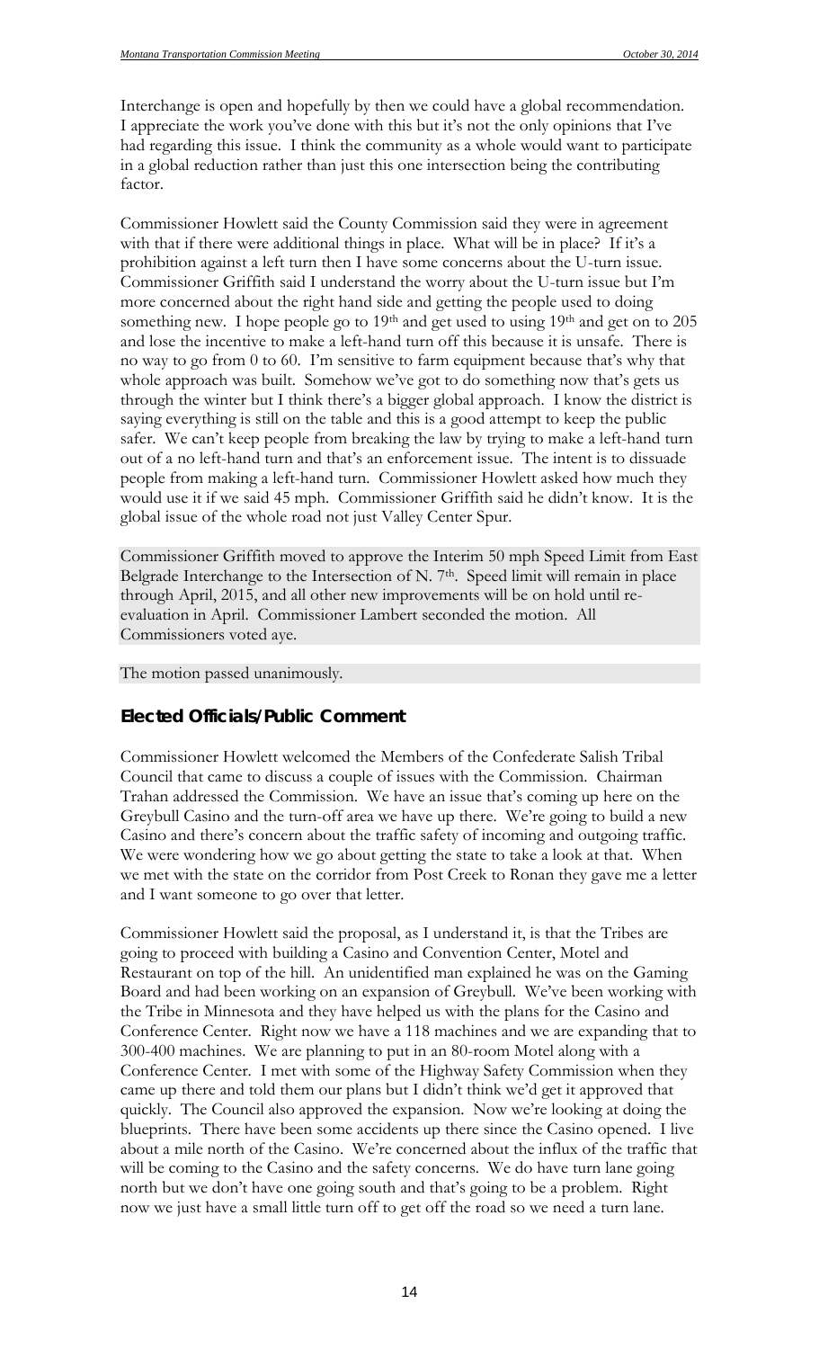Interchange is open and hopefully by then we could have a global recommendation. I appreciate the work you've done with this but it's not the only opinions that I've had regarding this issue. I think the community as a whole would want to participate in a global reduction rather than just this one intersection being the contributing factor.

Commissioner Howlett said the County Commission said they were in agreement with that if there were additional things in place. What will be in place? If it's a prohibition against a left turn then I have some concerns about the U-turn issue. Commissioner Griffith said I understand the worry about the U-turn issue but I'm more concerned about the right hand side and getting the people used to doing something new. I hope people go to 19th and get used to using 19th and get on to 205 and lose the incentive to make a left-hand turn off this because it is unsafe. There is no way to go from 0 to 60. I'm sensitive to farm equipment because that's why that whole approach was built. Somehow we've got to do something now that's gets us through the winter but I think there's a bigger global approach. I know the district is saying everything is still on the table and this is a good attempt to keep the public safer. We can't keep people from breaking the law by trying to make a left-hand turn out of a no left-hand turn and that's an enforcement issue. The intent is to dissuade people from making a left-hand turn. Commissioner Howlett asked how much they would use it if we said 45 mph. Commissioner Griffith said he didn't know. It is the global issue of the whole road not just Valley Center Spur.

Commissioner Griffith moved to approve the Interim 50 mph Speed Limit from East Belgrade Interchange to the Intersection of N. 7th. Speed limit will remain in place through April, 2015, and all other new improvements will be on hold until re-evaluation in April. Commissioner Lambert seconded the motion. All Commissioners voted aye.

The motion passed unanimously.

## Elected Officials/Public Comment

Commissioner Howlett welcomed the Members of the Confederate Salish Tribal Council that came to discuss a couple of issues with the Commission. Chairman Trahan addressed the Commission. We have an issue that's coming up here on the Greybull Casino and the turn-off area we have up there. We're going to build a new Casino and there's concern about the traffic safety of incoming and outgoing traffic. We were wondering how we go about getting the state to take a look at that. When we met with the state on the corridor from Post Creek to Ronan they gave me a letter and I want someone to go over that letter.

Commissioner Howlett said the proposal, as I understand it, is that the Tribes are going to proceed with building a Casino and Convention Center, Motel and Restaurant on top of the hill. An unidentified man explained he was on the Gaming Board and had been working on an expansion of Greybull. We've been working with the Tribe in Minnesota and they have helped us with the plans for the Casino and Conference Center. Right now we have a 118 machines and we are expanding that to 300-400 machines. We are planning to put in an 80-room Motel along with a Conference Center. I met with some of the Highway Safety Commission when they came up there and told them our plans but I didn't think we'd get it approved that quickly. The Council also approved the expansion. Now we're looking at doing the blueprints. There have been some accidents up there since the Casino opened. I live about a mile north of the Casino. We're concerned about the influx of the traffic that will be coming to the Casino and the safety concerns. We do have turn lane going north but we don't have one going south and that's going to be a problem. Right now we just have a small little turn off to get off the road so we need a turn lane.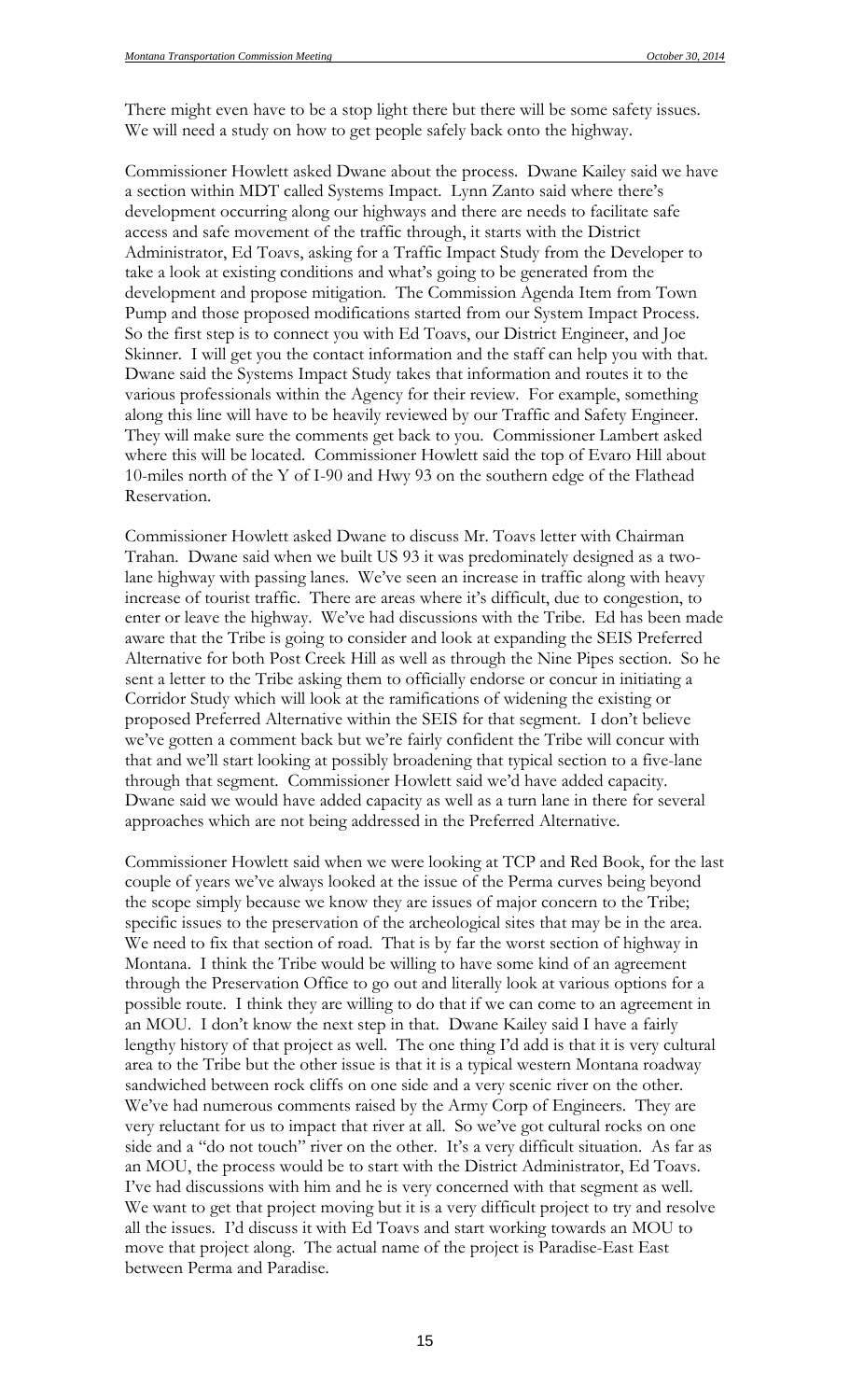There might even have to be a stop light there but there will be some safety issues. We will need a study on how to get people safely back onto the highway.

Commissioner Howlett asked Dwane about the process. Dwane Kailey said we have a section within MDT called Systems Impact. Lynn Zanto said where there's development occurring along our highways and there are needs to facilitate safe access and safe movement of the traffic through, it starts with the District Administrator, Ed Toavs, asking for a Traffic Impact Study from the Developer to take a look at existing conditions and what's going to be generated from the development and propose mitigation. The Commission Agenda Item from Town Pump and those proposed modifications started from our System Impact Process. So the first step is to connect you with Ed Toavs, our District Engineer, and Joe Skinner. I will get you the contact information and the staff can help you with that. Dwane said the Systems Impact Study takes that information and routes it to the various professionals within the Agency for their review. For example, something along this line will have to be heavily reviewed by our Traffic and Safety Engineer. They will make sure the comments get back to you. Commissioner Lambert asked where this will be located. Commissioner Howlett said the top of Evaro Hill about 10-miles north of the Y of I-90 and Hwy 93 on the southern edge of the Flathead Reservation.

Commissioner Howlett asked Dwane to discuss Mr. Toavs letter with Chairman Trahan. Dwane said when we built US 93 it was predominately designed as a two-lane highway with passing lanes. We've seen an increase in traffic along with heavy increase of tourist traffic. There are areas where it's difficult, due to congestion, to enter or leave the highway. We've had discussions with the Tribe. Ed has been made aware that the Tribe is going to consider and look at expanding the SEIS Preferred Alternative for both Post Creek Hill as well as through the Nine Pipes section. So he sent a letter to the Tribe asking them to officially endorse or concur in initiating a Corridor Study which will look at the ramifications of widening the existing or proposed Preferred Alternative within the SEIS for that segment. I don't believe we've gotten a comment back but we're fairly confident the Tribe will concur with that and we'll start looking at possibly broadening that typical section to a five-lane through that segment. Commissioner Howlett said we'd have added capacity. Dwane said we would have added capacity as well as a turn lane in there for several approaches which are not being addressed in the Preferred Alternative.

Commissioner Howlett said when we were looking at TCP and Red Book, for the last couple of years we've always looked at the issue of the Perma curves being beyond the scope simply because we know they are issues of major concern to the Tribe; specific issues to the preservation of the archeological sites that may be in the area. We need to fix that section of road. That is by far the worst section of highway in Montana. I think the Tribe would be willing to have some kind of an agreement through the Preservation Office to go out and literally look at various options for a possible route. I think they are willing to do that if we can come to an agreement in an MOU. I don't know the next step in that. Dwane Kailey said I have a fairly lengthy history of that project as well. The one thing I'd add is that it is very cultural area to the Tribe but the other issue is that it is a typical western Montana roadway sandwiched between rock cliffs on one side and a very scenic river on the other. We've had numerous comments raised by the Army Corp of Engineers. They are very reluctant for us to impact that river at all. So we've got cultural rocks on one side and a "do not touch" river on the other. It's a very difficult situation. As far as an MOU, the process would be to start with the District Administrator, Ed Toavs. I've had discussions with him and he is very concerned with that segment as well. We want to get that project moving but it is a very difficult project to try and resolve all the issues. I'd discuss it with Ed Toavs and start working towards an MOU to move that project along. The actual name of the project is Paradise-East East between Perma and Paradise.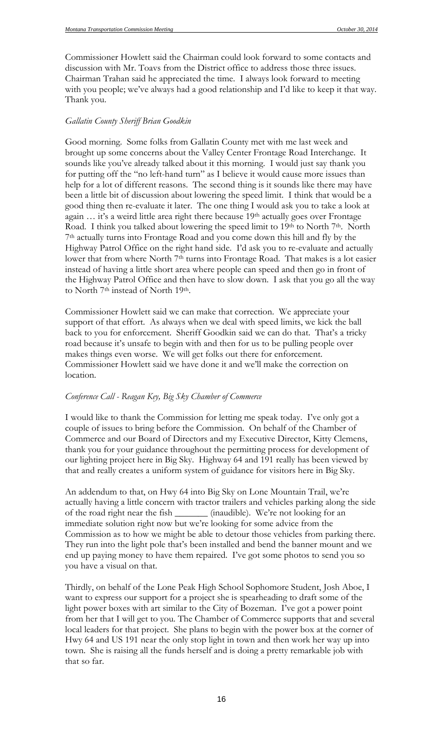Commissioner Howlett said the Chairman could look forward to some contacts and discussion with Mr. Toavs from the District office to address those three issues. Chairman Trahan said he appreciated the time. I always look forward to meeting with you people; we've always had a good relationship and I'd like to keep it that way. Thank you.

*Gallatin County Sheriff Brian Goodkin*

Good morning. Some folks from Gallatin County met with me last week and brought up some concerns about the Valley Center Frontage Road Interchange. It sounds like you've already talked about it this morning. I would just say thank you for putting off the "no left-hand turn" as I believe it would cause more issues than help for a lot of different reasons. The second thing is it sounds like there may have been a little bit of discussion about lowering the speed limit. I think that would be a good thing then re-evaluate it later. The one thing I would ask you to take a look at again … it's a weird little area right there because 19th actually goes over Frontage Road. I think you talked about lowering the speed limit to 19th to North 7th. North 7th actually turns into Frontage Road and you come down this hill and fly by the Highway Patrol Office on the right hand side. I'd ask you to re-evaluate and actually lower that from where North 7th turns into Frontage Road. That makes is a lot easier instead of having a little short area where people can speed and then go in front of the Highway Patrol Office and then have to slow down. I ask that you go all the way to North 7th instead of North 19th.

Commissioner Howlett said we can make that correction. We appreciate your support of that effort. As always when we deal with speed limits, we kick the ball back to you for enforcement. Sheriff Goodkin said we can do that. That's a tricky road because it's unsafe to begin with and then for us to be pulling people over makes things even worse. We will get folks out there for enforcement. Commissioner Howlett said we have done it and we'll make the correction on location.

*Conference Call - Reagan Key, Big Sky Chamber of Commerce*

I would like to thank the Commission for letting me speak today. I've only got a couple of issues to bring before the Commission. On behalf of the Chamber of Commerce and our Board of Directors and my Executive Director, Kitty Clemens, thank you for your guidance throughout the permitting process for development of our lighting project here in Big Sky. Highway 64 and 191 really has been viewed by that and really creates a uniform system of guidance for visitors here in Big Sky.

An addendum to that, on Hwy 64 into Big Sky on Lone Mountain Trail, we're actually having a little concern with tractor trailers and vehicles parking along the side of the road right near the fish _______ (inaudible). We're not looking for an immediate solution right now but we're looking for some advice from the Commission as to how we might be able to detour those vehicles from parking there. They run into the light pole that's been installed and bend the banner mount and we end up paying money to have them repaired. I've got some photos to send you so you have a visual on that.

Thirdly, on behalf of the Lone Peak High School Sophomore Student, Josh Aboe, I want to express our support for a project she is spearheading to draft some of the light power boxes with art similar to the City of Bozeman. I've got a power point from her that I will get to you. The Chamber of Commerce supports that and several local leaders for that project. She plans to begin with the power box at the corner of Hwy 64 and US 191 near the only stop light in town and then work her way up into town. She is raising all the funds herself and is doing a pretty remarkable job with that so far.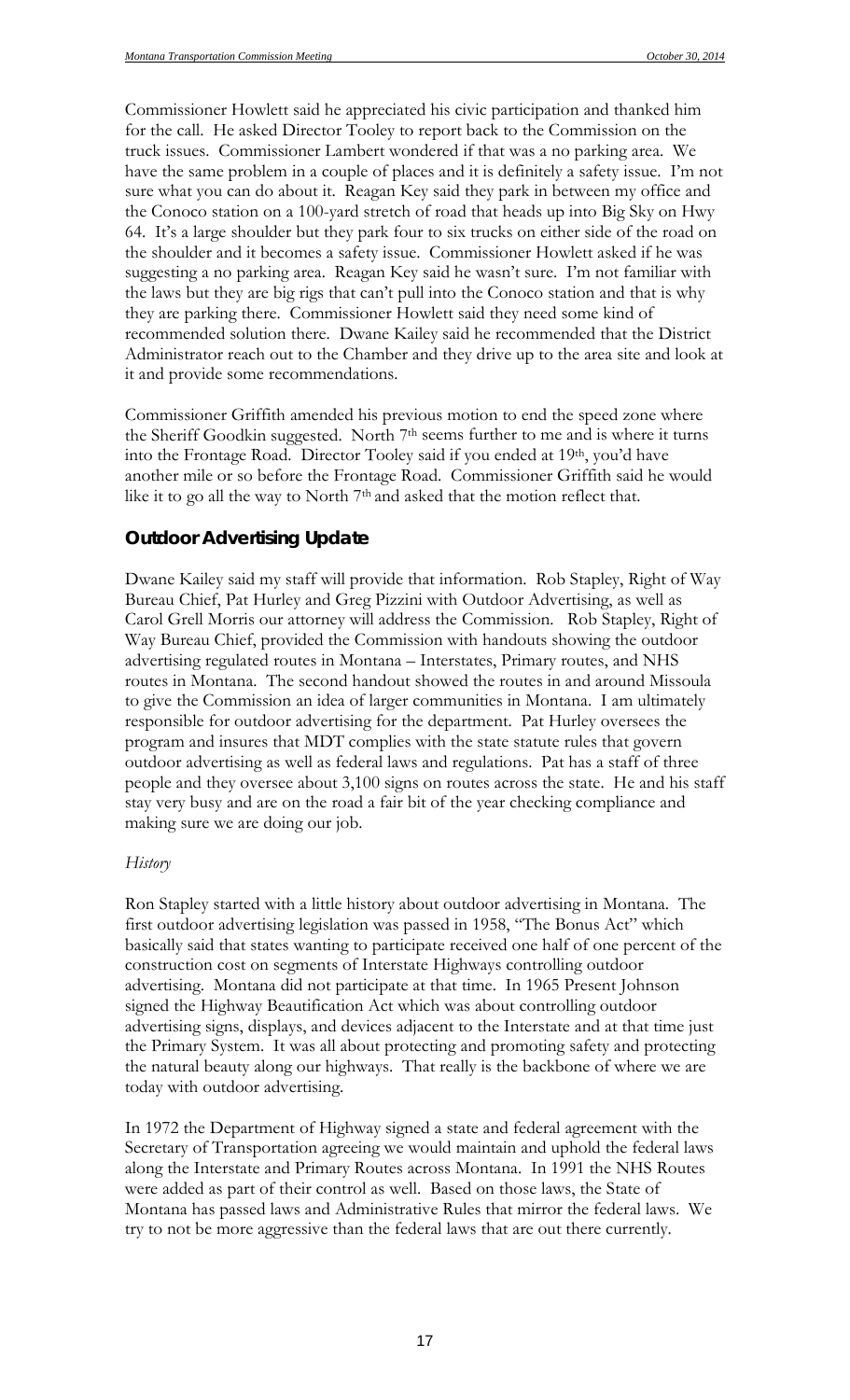Commissioner Howlett said he appreciated his civic participation and thanked him for the call. He asked Director Tooley to report back to the Commission on the truck issues. Commissioner Lambert wondered if that was a no parking area. We have the same problem in a couple of places and it is definitely a safety issue. I'm not sure what you can do about it. Reagan Key said they park in between my office and the Conoco station on a 100-yard stretch of road that heads up into Big Sky on Hwy 64. It's a large shoulder but they park four to six trucks on either side of the road on the shoulder and it becomes a safety issue. Commissioner Howlett asked if he was suggesting a no parking area. Reagan Key said he wasn't sure. I'm not familiar with the laws but they are big rigs that can't pull into the Conoco station and that is why they are parking there. Commissioner Howlett said they need some kind of recommended solution there. Dwane Kailey said he recommended that the District Administrator reach out to the Chamber and they drive up to the area site and look at it and provide some recommendations.

Commissioner Griffith amended his previous motion to end the speed zone where the Sheriff Goodkin suggested. North 7th seems further to me and is where it turns into the Frontage Road. Director Tooley said if you ended at 19th, you'd have another mile or so before the Frontage Road. Commissioner Griffith said he would like it to go all the way to North 7th and asked that the motion reflect that.

## Outdoor Advertising Update

Dwane Kailey said my staff will provide that information. Rob Stapley, Right of Way Bureau Chief, Pat Hurley and Greg Pizzini with Outdoor Advertising, as well as Carol Grell Morris our attorney will address the Commission. Rob Stapley, Right of Way Bureau Chief, provided the Commission with handouts showing the outdoor advertising regulated routes in Montana – Interstates, Primary routes, and NHS routes in Montana. The second handout showed the routes in and around Missoula to give the Commission an idea of larger communities in Montana. I am ultimately responsible for outdoor advertising for the department. Pat Hurley oversees the program and insures that MDT complies with the state statute rules that govern outdoor advertising as well as federal laws and regulations. Pat has a staff of three people and they oversee about 3,100 signs on routes across the state. He and his staff stay very busy and are on the road a fair bit of the year checking compliance and making sure we are doing our job.

*History*

Ron Stapley started with a little history about outdoor advertising in Montana. The first outdoor advertising legislation was passed in 1958, "The Bonus Act" which basically said that states wanting to participate received one half of one percent of the construction cost on segments of Interstate Highways controlling outdoor advertising. Montana did not participate at that time. In 1965 Present Johnson signed the Highway Beautification Act which was about controlling outdoor advertising signs, displays, and devices adjacent to the Interstate and at that time just the Primary System. It was all about protecting and promoting safety and protecting the natural beauty along our highways. That really is the backbone of where we are today with outdoor advertising.

In 1972 the Department of Highway signed a state and federal agreement with the Secretary of Transportation agreeing we would maintain and uphold the federal laws along the Interstate and Primary Routes across Montana. In 1991 the NHS Routes were added as part of their control as well. Based on those laws, the State of Montana has passed laws and Administrative Rules that mirror the federal laws. We try to not be more aggressive than the federal laws that are out there currently.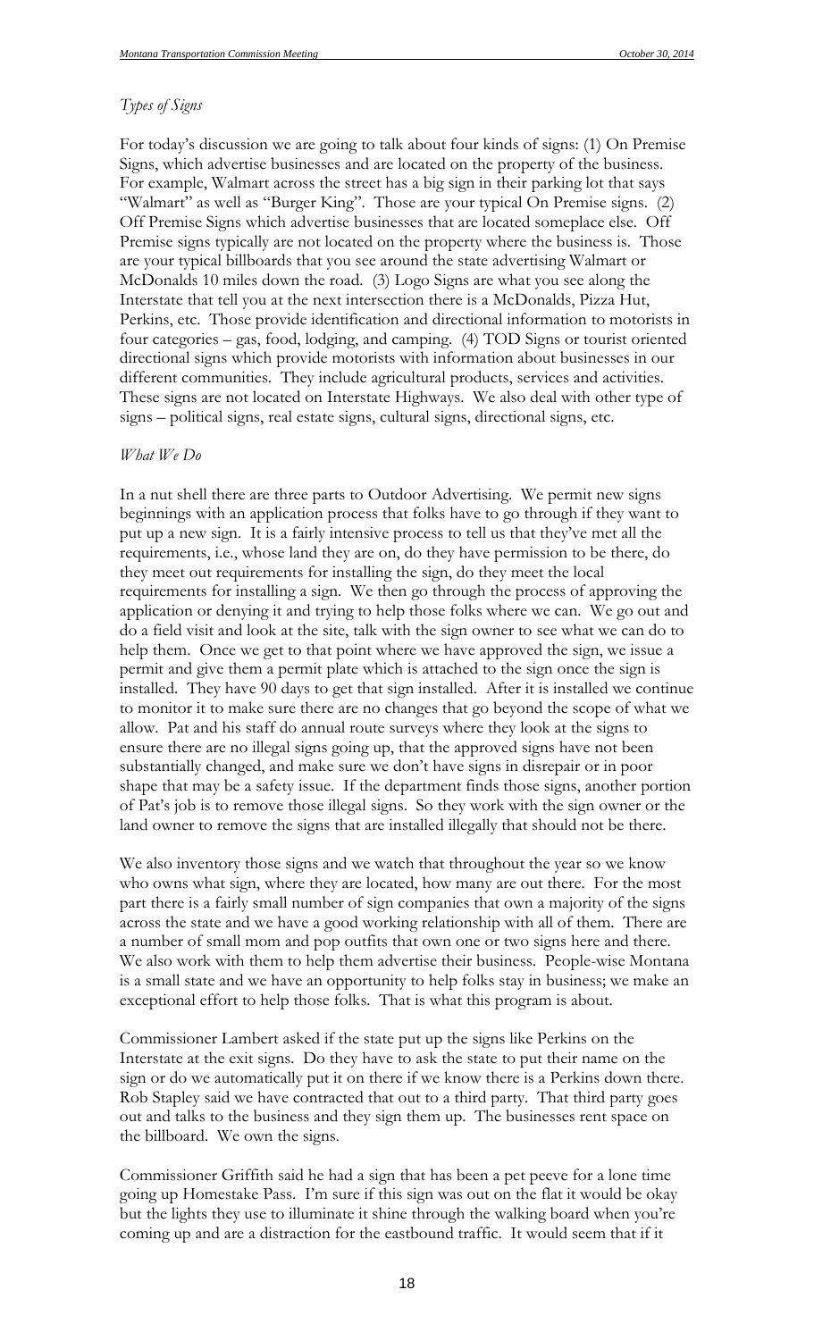*Types of Signs*

For today's discussion we are going to talk about four kinds of signs: (1) On Premise Signs, which advertise businesses and are located on the property of the business. For example, Walmart across the street has a big sign in their parking lot that says "Walmart" as well as "Burger King". Those are your typical On Premise signs. (2) Off Premise Signs which advertise businesses that are located someplace else. Off Premise signs typically are not located on the property where the business is. Those are your typical billboards that you see around the state advertising Walmart or McDonalds 10 miles down the road. (3) Logo Signs are what you see along the Interstate that tell you at the next intersection there is a McDonalds, Pizza Hut, Perkins, etc. Those provide identification and directional information to motorists in four categories – gas, food, lodging, and camping. (4) TOD Signs or tourist oriented directional signs which provide motorists with information about businesses in our different communities. They include agricultural products, services and activities. These signs are not located on Interstate Highways. We also deal with other type of signs – political signs, real estate signs, cultural signs, directional signs, etc.

*What We Do*

In a nut shell there are three parts to Outdoor Advertising. We permit new signs beginnings with an application process that folks have to go through if they want to put up a new sign. It is a fairly intensive process to tell us that they've met all the requirements, i.e., whose land they are on, do they have permission to be there, do they meet out requirements for installing the sign, do they meet the local requirements for installing a sign. We then go through the process of approving the application or denying it and trying to help those folks where we can. We go out and do a field visit and look at the site, talk with the sign owner to see what we can do to help them. Once we get to that point where we have approved the sign, we issue a permit and give them a permit plate which is attached to the sign once the sign is installed. They have 90 days to get that sign installed. After it is installed we continue to monitor it to make sure there are no changes that go beyond the scope of what we allow. Pat and his staff do annual route surveys where they look at the signs to ensure there are no illegal signs going up, that the approved signs have not been substantially changed, and make sure we don't have signs in disrepair or in poor shape that may be a safety issue. If the department finds those signs, another portion of Pat's job is to remove those illegal signs. So they work with the sign owner or the land owner to remove the signs that are installed illegally that should not be there.

We also inventory those signs and we watch that throughout the year so we know who owns what sign, where they are located, how many are out there. For the most part there is a fairly small number of sign companies that own a majority of the signs across the state and we have a good working relationship with all of them. There are a number of small mom and pop outfits that own one or two signs here and there. We also work with them to help them advertise their business. People-wise Montana is a small state and we have an opportunity to help folks stay in business; we make an exceptional effort to help those folks. That is what this program is about.

Commissioner Lambert asked if the state put up the signs like Perkins on the Interstate at the exit signs. Do they have to ask the state to put their name on the sign or do we automatically put it on there if we know there is a Perkins down there. Rob Stapley said we have contracted that out to a third party. That third party goes out and talks to the business and they sign them up. The businesses rent space on the billboard. We own the signs.

Commissioner Griffith said he had a sign that has been a pet peeve for a lone time going up Homestake Pass. I'm sure if this sign was out on the flat it would be okay but the lights they use to illuminate it shine through the walking board when you're coming up and are a distraction for the eastbound traffic. It would seem that if it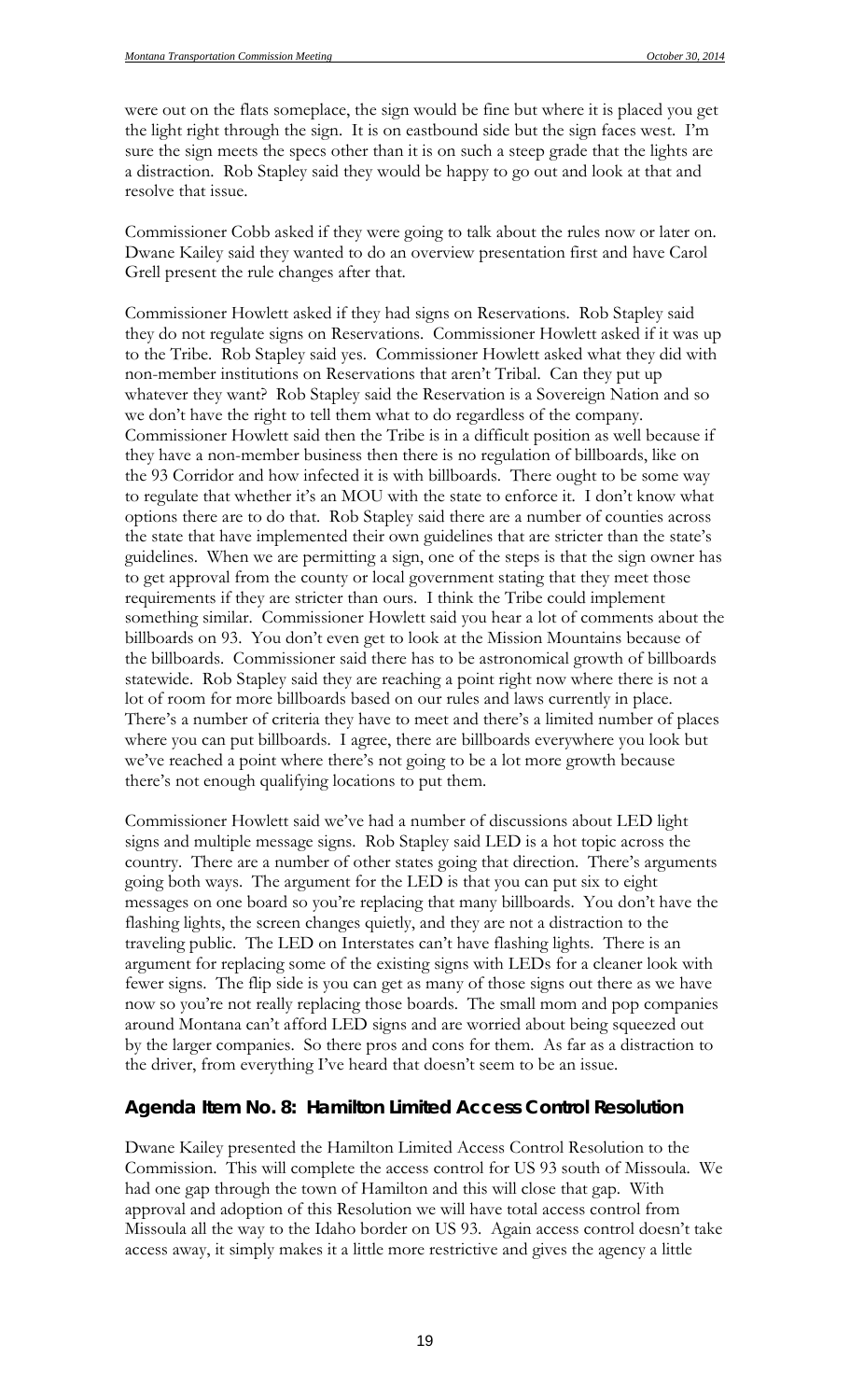were out on the flats someplace, the sign would be fine but where it is placed you get the light right through the sign. It is on eastbound side but the sign faces west. I'm sure the sign meets the specs other than it is on such a steep grade that the lights are a distraction. Rob Stapley said they would be happy to go out and look at that and resolve that issue.

Commissioner Cobb asked if they were going to talk about the rules now or later on. Dwane Kailey said they wanted to do an overview presentation first and have Carol Grell present the rule changes after that.

Commissioner Howlett asked if they had signs on Reservations. Rob Stapley said they do not regulate signs on Reservations. Commissioner Howlett asked if it was up to the Tribe. Rob Stapley said yes. Commissioner Howlett asked what they did with non-member institutions on Reservations that aren't Tribal. Can they put up whatever they want? Rob Stapley said the Reservation is a Sovereign Nation and so we don't have the right to tell them what to do regardless of the company. Commissioner Howlett said then the Tribe is in a difficult position as well because if they have a non-member business then there is no regulation of billboards, like on the 93 Corridor and how infected it is with billboards. There ought to be some way to regulate that whether it's an MOU with the state to enforce it. I don't know what options there are to do that. Rob Stapley said there are a number of counties across the state that have implemented their own guidelines that are stricter than the state's guidelines. When we are permitting a sign, one of the steps is that the sign owner has to get approval from the county or local government stating that they meet those requirements if they are stricter than ours. I think the Tribe could implement something similar. Commissioner Howlett said you hear a lot of comments about the billboards on 93. You don't even get to look at the Mission Mountains because of the billboards. Commissioner said there has to be astronomical growth of billboards statewide. Rob Stapley said they are reaching a point right now where there is not a lot of room for more billboards based on our rules and laws currently in place. There's a number of criteria they have to meet and there's a limited number of places where you can put billboards. I agree, there are billboards everywhere you look but we've reached a point where there's not going to be a lot more growth because there's not enough qualifying locations to put them.

Commissioner Howlett said we've had a number of discussions about LED light signs and multiple message signs. Rob Stapley said LED is a hot topic across the country. There are a number of other states going that direction. There's arguments going both ways. The argument for the LED is that you can put six to eight messages on one board so you're replacing that many billboards. You don't have the flashing lights, the screen changes quietly, and they are not a distraction to the traveling public. The LED on Interstates can't have flashing lights. There is an argument for replacing some of the existing signs with LEDs for a cleaner look with fewer signs. The flip side is you can get as many of those signs out there as we have now so you're not really replacing those boards. The small mom and pop companies around Montana can't afford LED signs and are worried about being squeezed out by the larger companies. So there pros and cons for them. As far as a distraction to the driver, from everything I've heard that doesn't seem to be an issue.

## Agenda Item No. 8: Hamilton Limited Access Control Resolution

Dwane Kailey presented the Hamilton Limited Access Control Resolution to the Commission. This will complete the access control for US 93 south of Missoula. We had one gap through the town of Hamilton and this will close that gap. With approval and adoption of this Resolution we will have total access control from Missoula all the way to the Idaho border on US 93. Again access control doesn't take access away, it simply makes it a little more restrictive and gives the agency a little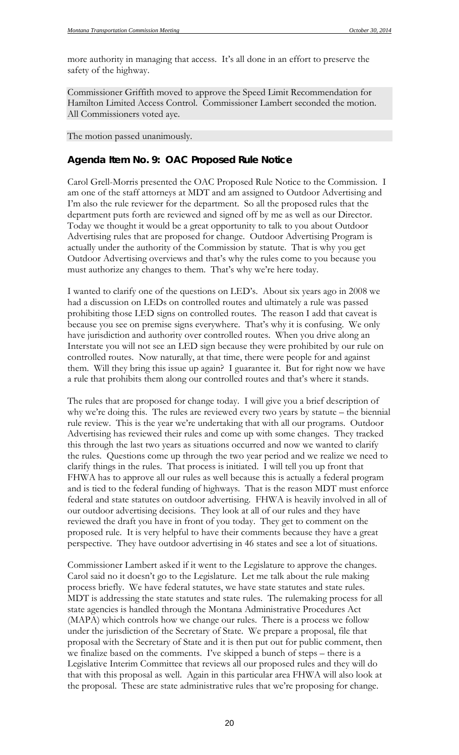more authority in managing that access. It's all done in an effort to preserve the safety of the highway.

Commissioner Griffith moved to approve the Speed Limit Recommendation for Hamilton Limited Access Control. Commissioner Lambert seconded the motion. All Commissioners voted aye.

The motion passed unanimously.

## Agenda Item No. 9: OAC Proposed Rule Notice

Carol Grell-Morris presented the OAC Proposed Rule Notice to the Commission. I am one of the staff attorneys at MDT and am assigned to Outdoor Advertising and I'm also the rule reviewer for the department. So all the proposed rules that the department puts forth are reviewed and signed off by me as well as our Director. Today we thought it would be a great opportunity to talk to you about Outdoor Advertising rules that are proposed for change. Outdoor Advertising Program is actually under the authority of the Commission by statute. That is why you get Outdoor Advertising overviews and that's why the rules come to you because you must authorize any changes to them. That's why we're here today.

I wanted to clarify one of the questions on LED's. About six years ago in 2008 we had a discussion on LEDs on controlled routes and ultimately a rule was passed prohibiting those LED signs on controlled routes. The reason I add that caveat is because you see on premise signs everywhere. That's why it is confusing. We only have jurisdiction and authority over controlled routes. When you drive along an Interstate you will not see an LED sign because they were prohibited by our rule on controlled routes. Now naturally, at that time, there were people for and against them. Will they bring this issue up again? I guarantee it. But for right now we have a rule that prohibits them along our controlled routes and that's where it stands.

The rules that are proposed for change today. I will give you a brief description of why we're doing this. The rules are reviewed every two years by statute – the biennial rule review. This is the year we're undertaking that with all our programs. Outdoor Advertising has reviewed their rules and come up with some changes. They tracked this through the last two years as situations occurred and now we wanted to clarify the rules. Questions come up through the two year period and we realize we need to clarify things in the rules. That process is initiated. I will tell you up front that FHWA has to approve all our rules as well because this is actually a federal program and is tied to the federal funding of highways. That is the reason MDT must enforce federal and state statutes on outdoor advertising. FHWA is heavily involved in all of our outdoor advertising decisions. They look at all of our rules and they have reviewed the draft you have in front of you today. They get to comment on the proposed rule. It is very helpful to have their comments because they have a great perspective. They have outdoor advertising in 46 states and see a lot of situations.

Commissioner Lambert asked if it went to the Legislature to approve the changes. Carol said no it doesn't go to the Legislature. Let me talk about the rule making process briefly. We have federal statutes, we have state statutes and state rules. MDT is addressing the state statutes and state rules. The rulemaking process for all state agencies is handled through the Montana Administrative Procedures Act (MAPA) which controls how we change our rules. There is a process we follow under the jurisdiction of the Secretary of State. We prepare a proposal, file that proposal with the Secretary of State and it is then put out for public comment, then we finalize based on the comments. I've skipped a bunch of steps – there is a Legislative Interim Committee that reviews all our proposed rules and they will do that with this proposal as well. Again in this particular area FHWA will also look at the proposal. These are state administrative rules that we're proposing for change.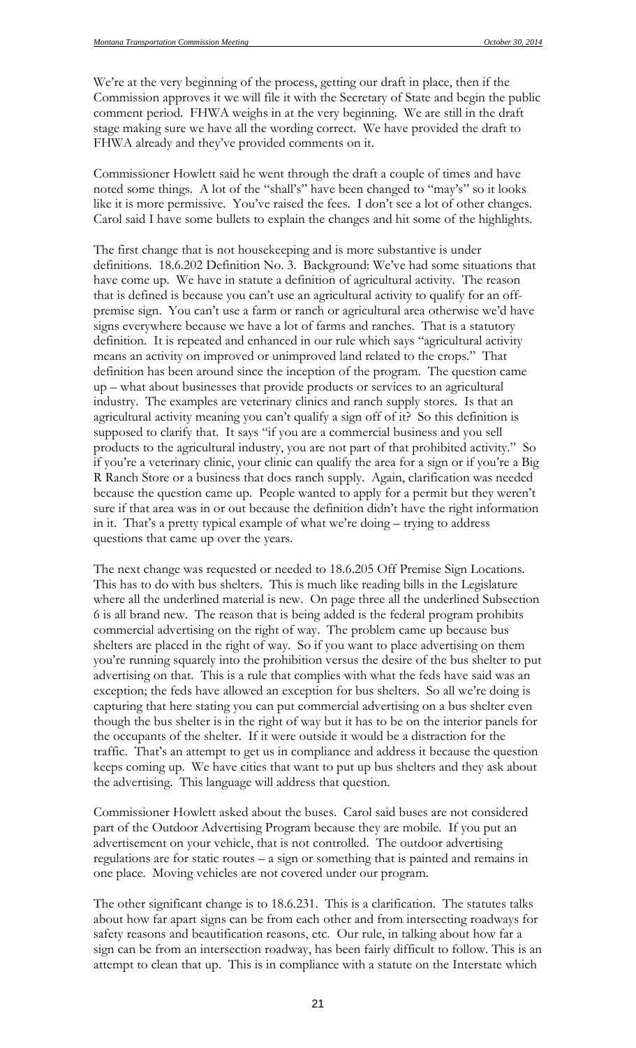We're at the very beginning of the process, getting our draft in place, then if the Commission approves it we will file it with the Secretary of State and begin the public comment period. FHWA weighs in at the very beginning. We are still in the draft stage making sure we have all the wording correct. We have provided the draft to FHWA already and they've provided comments on it.

Commissioner Howlett said he went through the draft a couple of times and have noted some things. A lot of the "shall's" have been changed to "may's" so it looks like it is more permissive. You've raised the fees. I don't see a lot of other changes. Carol said I have some bullets to explain the changes and hit some of the highlights.

The first change that is not housekeeping and is more substantive is under definitions. 18.6.202 Definition No. 3. Background: We've had some situations that have come up. We have in statute a definition of agricultural activity. The reason that is defined is because you can't use an agricultural activity to qualify for an off-premise sign. You can't use a farm or ranch or agricultural area otherwise we'd have signs everywhere because we have a lot of farms and ranches. That is a statutory definition. It is repeated and enhanced in our rule which says "agricultural activity means an activity on improved or unimproved land related to the crops." That definition has been around since the inception of the program. The question came up – what about businesses that provide products or services to an agricultural industry. The examples are veterinary clinics and ranch supply stores. Is that an agricultural activity meaning you can't qualify a sign off of it? So this definition is supposed to clarify that. It says "if you are a commercial business and you sell products to the agricultural industry, you are not part of that prohibited activity." So if you're a veterinary clinic, your clinic can qualify the area for a sign or if you're a Big R Ranch Store or a business that does ranch supply. Again, clarification was needed because the question came up. People wanted to apply for a permit but they weren't sure if that area was in or out because the definition didn't have the right information in it. That's a pretty typical example of what we're doing – trying to address questions that came up over the years.

The next change was requested or needed to 18.6.205 Off Premise Sign Locations. This has to do with bus shelters. This is much like reading bills in the Legislature where all the underlined material is new. On page three all the underlined Subsection 6 is all brand new. The reason that is being added is the federal program prohibits commercial advertising on the right of way. The problem came up because bus shelters are placed in the right of way. So if you want to place advertising on them you're running squarely into the prohibition versus the desire of the bus shelter to put advertising on that. This is a rule that complies with what the feds have said was an exception; the feds have allowed an exception for bus shelters. So all we're doing is capturing that here stating you can put commercial advertising on a bus shelter even though the bus shelter is in the right of way but it has to be on the interior panels for the occupants of the shelter. If it were outside it would be a distraction for the traffic. That's an attempt to get us in compliance and address it because the question keeps coming up. We have cities that want to put up bus shelters and they ask about the advertising. This language will address that question.

Commissioner Howlett asked about the buses. Carol said buses are not considered part of the Outdoor Advertising Program because they are mobile. If you put an advertisement on your vehicle, that is not controlled. The outdoor advertising regulations are for static routes – a sign or something that is painted and remains in one place. Moving vehicles are not covered under our program.

The other significant change is to 18.6.231. This is a clarification. The statutes talks about how far apart signs can be from each other and from intersecting roadways for safety reasons and beautification reasons, etc. Our rule, in talking about how far a sign can be from an intersection roadway, has been fairly difficult to follow. This is an attempt to clean that up. This is in compliance with a statute on the Interstate which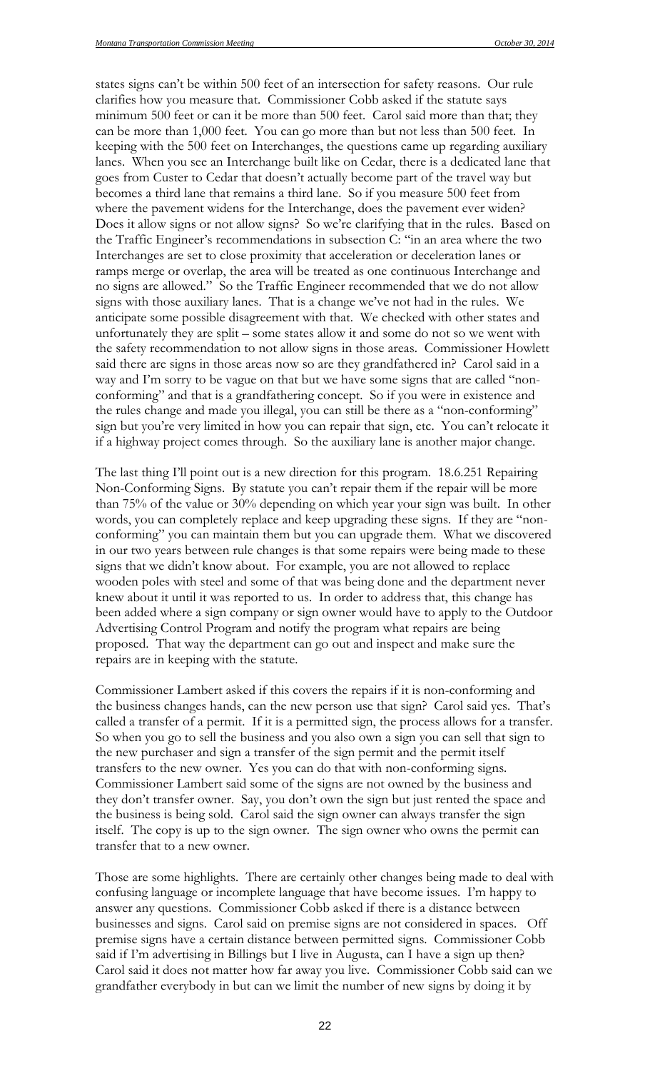states signs can't be within 500 feet of an intersection for safety reasons. Our rule clarifies how you measure that. Commissioner Cobb asked if the statute says minimum 500 feet or can it be more than 500 feet. Carol said more than that; they can be more than 1,000 feet. You can go more than but not less than 500 feet. In keeping with the 500 feet on Interchanges, the questions came up regarding auxiliary lanes. When you see an Interchange built like on Cedar, there is a dedicated lane that goes from Custer to Cedar that doesn't actually become part of the travel way but becomes a third lane that remains a third lane. So if you measure 500 feet from where the pavement widens for the Interchange, does the pavement ever widen? Does it allow signs or not allow signs? So we're clarifying that in the rules. Based on the Traffic Engineer's recommendations in subsection C: "in an area where the two Interchanges are set to close proximity that acceleration or deceleration lanes or ramps merge or overlap, the area will be treated as one continuous Interchange and no signs are allowed." So the Traffic Engineer recommended that we do not allow signs with those auxiliary lanes. That is a change we've not had in the rules. We anticipate some possible disagreement with that. We checked with other states and unfortunately they are split – some states allow it and some do not so we went with the safety recommendation to not allow signs in those areas. Commissioner Howlett said there are signs in those areas now so are they grandfathered in? Carol said in a way and I'm sorry to be vague on that but we have some signs that are called "non-conforming" and that is a grandfathering concept. So if you were in existence and the rules change and made you illegal, you can still be there as a "non-conforming" sign but you're very limited in how you can repair that sign, etc. You can't relocate it if a highway project comes through. So the auxiliary lane is another major change.

The last thing I'll point out is a new direction for this program. 18.6.251 Repairing Non-Conforming Signs. By statute you can't repair them if the repair will be more than 75% of the value or 30% depending on which year your sign was built. In other words, you can completely replace and keep upgrading these signs. If they are "non-conforming" you can maintain them but you can upgrade them. What we discovered in our two years between rule changes is that some repairs were being made to these signs that we didn't know about. For example, you are not allowed to replace wooden poles with steel and some of that was being done and the department never knew about it until it was reported to us. In order to address that, this change has been added where a sign company or sign owner would have to apply to the Outdoor Advertising Control Program and notify the program what repairs are being proposed. That way the department can go out and inspect and make sure the repairs are in keeping with the statute.

Commissioner Lambert asked if this covers the repairs if it is non-conforming and the business changes hands, can the new person use that sign? Carol said yes. That's called a transfer of a permit. If it is a permitted sign, the process allows for a transfer. So when you go to sell the business and you also own a sign you can sell that sign to the new purchaser and sign a transfer of the sign permit and the permit itself transfers to the new owner. Yes you can do that with non-conforming signs. Commissioner Lambert said some of the signs are not owned by the business and they don't transfer owner. Say, you don't own the sign but just rented the space and the business is being sold. Carol said the sign owner can always transfer the sign itself. The copy is up to the sign owner. The sign owner who owns the permit can transfer that to a new owner.

Those are some highlights. There are certainly other changes being made to deal with confusing language or incomplete language that have become issues. I'm happy to answer any questions. Commissioner Cobb asked if there is a distance between businesses and signs. Carol said on premise signs are not considered in spaces. Off premise signs have a certain distance between permitted signs. Commissioner Cobb said if I'm advertising in Billings but I live in Augusta, can I have a sign up then? Carol said it does not matter how far away you live. Commissioner Cobb said can we grandfather everybody in but can we limit the number of new signs by doing it by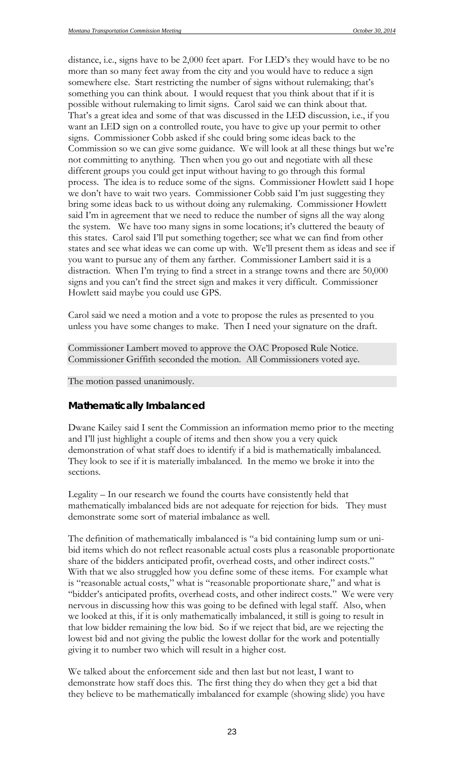distance, i.e., signs have to be 2,000 feet apart. For LED's they would have to be no more than so many feet away from the city and you would have to reduce a sign somewhere else. Start restricting the number of signs without rulemaking; that's something you can think about. I would request that you think about that if it is possible without rulemaking to limit signs. Carol said we can think about that. That's a great idea and some of that was discussed in the LED discussion, i.e., if you want an LED sign on a controlled route, you have to give up your permit to other signs. Commissioner Cobb asked if she could bring some ideas back to the Commission so we can give some guidance. We will look at all these things but we're not committing to anything. Then when you go out and negotiate with all these different groups you could get input without having to go through this formal process. The idea is to reduce some of the signs. Commissioner Howlett said I hope we don't have to wait two years. Commissioner Cobb said I'm just suggesting they bring some ideas back to us without doing any rulemaking. Commissioner Howlett said I'm in agreement that we need to reduce the number of signs all the way along the system. We have too many signs in some locations; it's cluttered the beauty of this states. Carol said I'll put something together; see what we can find from other states and see what ideas we can come up with. We'll present them as ideas and see if you want to pursue any of them any farther. Commissioner Lambert said it is a distraction. When I'm trying to find a street in a strange towns and there are 50,000 signs and you can't find the street sign and makes it very difficult. Commissioner Howlett said maybe you could use GPS.

Carol said we need a motion and a vote to propose the rules as presented to you unless you have some changes to make. Then I need your signature on the draft.

Commissioner Lambert moved to approve the OAC Proposed Rule Notice. Commissioner Griffith seconded the motion. All Commissioners voted aye.

The motion passed unanimously.

## Mathematically Imbalanced

Dwane Kailey said I sent the Commission an information memo prior to the meeting and I'll just highlight a couple of items and then show you a very quick demonstration of what staff does to identify if a bid is mathematically imbalanced. They look to see if it is materially imbalanced. In the memo we broke it into the sections.

Legality – In our research we found the courts have consistently held that mathematically imbalanced bids are not adequate for rejection for bids. They must demonstrate some sort of material imbalance as well.

The definition of mathematically imbalanced is "a bid containing lump sum or uni-bid items which do not reflect reasonable actual costs plus a reasonable proportionate share of the bidders anticipated profit, overhead costs, and other indirect costs." With that we also struggled how you define some of these items. For example what is "reasonable actual costs," what is "reasonable proportionate share," and what is "bidder's anticipated profits, overhead costs, and other indirect costs." We were very nervous in discussing how this was going to be defined with legal staff. Also, when we looked at this, if it is only mathematically imbalanced, it still is going to result in that low bidder remaining the low bid. So if we reject that bid, are we rejecting the lowest bid and not giving the public the lowest dollar for the work and potentially giving it to number two which will result in a higher cost.

We talked about the enforcement side and then last but not least, I want to demonstrate how staff does this. The first thing they do when they get a bid that they believe to be mathematically imbalanced for example (showing slide) you have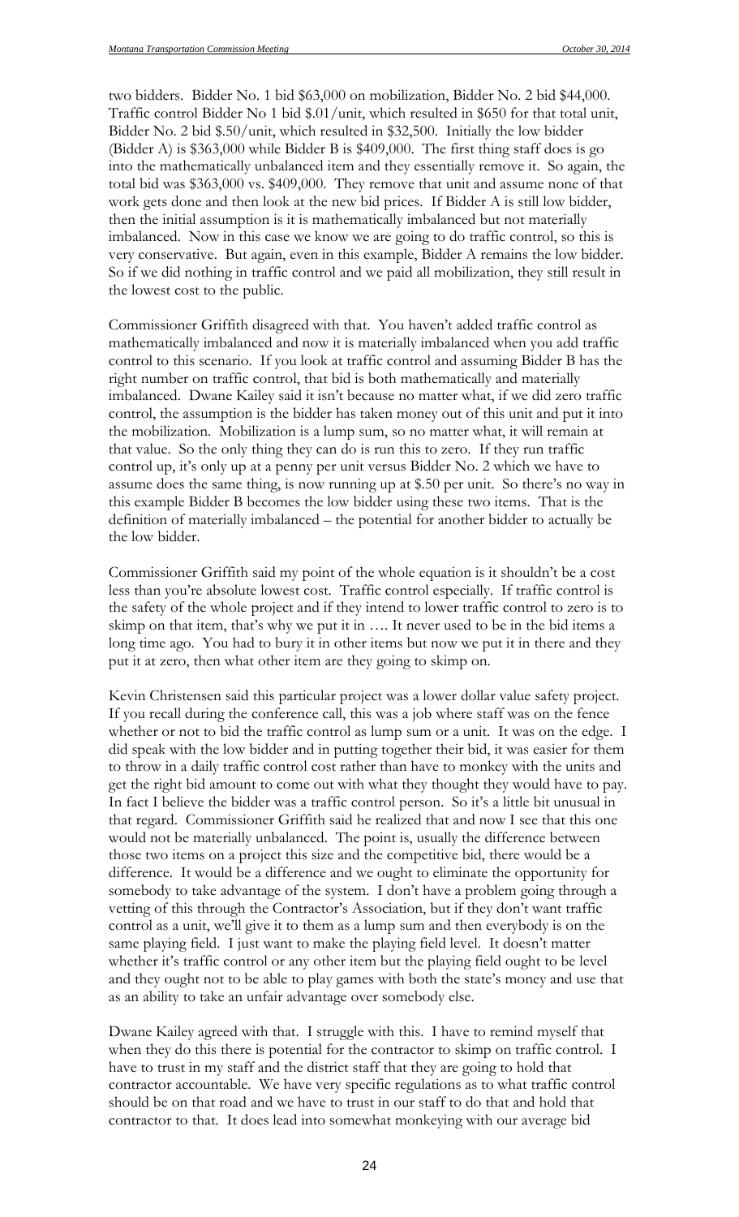two bidders. Bidder No. 1 bid $63,000 on mobilization, Bidder No. 2 bid $44,000. Traffic control Bidder No 1 bid $.01/unit, which resulted in $650 for that total unit, Bidder No. 2 bid $.50/unit, which resulted in $32,500. Initially the low bidder (Bidder A) is $363,000 while Bidder B is $409,000. The first thing staff does is go into the mathematically unbalanced item and they essentially remove it. So again, the total bid was $363,000 vs. $409,000. They remove that unit and assume none of that work gets done and then look at the new bid prices. If Bidder A is still low bidder, then the initial assumption is it is mathematically imbalanced but not materially imbalanced. Now in this case we know we are going to do traffic control, so this is very conservative. But again, even in this example, Bidder A remains the low bidder. So if we did nothing in traffic control and we paid all mobilization, they still result in the lowest cost to the public.

Commissioner Griffith disagreed with that. You haven't added traffic control as mathematically imbalanced and now it is materially imbalanced when you add traffic control to this scenario. If you look at traffic control and assuming Bidder B has the right number on traffic control, that bid is both mathematically and materially imbalanced. Dwane Kailey said it isn't because no matter what, if we did zero traffic control, the assumption is the bidder has taken money out of this unit and put it into the mobilization. Mobilization is a lump sum, so no matter what, it will remain at that value. So the only thing they can do is run this to zero. If they run traffic control up, it's only up at a penny per unit versus Bidder No. 2 which we have to assume does the same thing, is now running up at $.50 per unit. So there's no way in this example Bidder B becomes the low bidder using these two items. That is the definition of materially imbalanced – the potential for another bidder to actually be the low bidder.

Commissioner Griffith said my point of the whole equation is it shouldn't be a cost less than you're absolute lowest cost. Traffic control especially. If traffic control is the safety of the whole project and if they intend to lower traffic control to zero is to skimp on that item, that's why we put it in …. It never used to be in the bid items a long time ago. You had to bury it in other items but now we put it in there and they put it at zero, then what other item are they going to skimp on.

Kevin Christensen said this particular project was a lower dollar value safety project. If you recall during the conference call, this was a job where staff was on the fence whether or not to bid the traffic control as lump sum or a unit. It was on the edge. I did speak with the low bidder and in putting together their bid, it was easier for them to throw in a daily traffic control cost rather than have to monkey with the units and get the right bid amount to come out with what they thought they would have to pay. In fact I believe the bidder was a traffic control person. So it's a little bit unusual in that regard. Commissioner Griffith said he realized that and now I see that this one would not be materially unbalanced. The point is, usually the difference between those two items on a project this size and the competitive bid, there would be a difference. It would be a difference and we ought to eliminate the opportunity for somebody to take advantage of the system. I don't have a problem going through a vetting of this through the Contractor's Association, but if they don't want traffic control as a unit, we'll give it to them as a lump sum and then everybody is on the same playing field. I just want to make the playing field level. It doesn't matter whether it's traffic control or any other item but the playing field ought to be level and they ought not to be able to play games with both the state's money and use that as an ability to take an unfair advantage over somebody else.

Dwane Kailey agreed with that. I struggle with this. I have to remind myself that when they do this there is potential for the contractor to skimp on traffic control. I have to trust in my staff and the district staff that they are going to hold that contractor accountable. We have very specific regulations as to what traffic control should be on that road and we have to trust in our staff to do that and hold that contractor to that. It does lead into somewhat monkeying with our average bid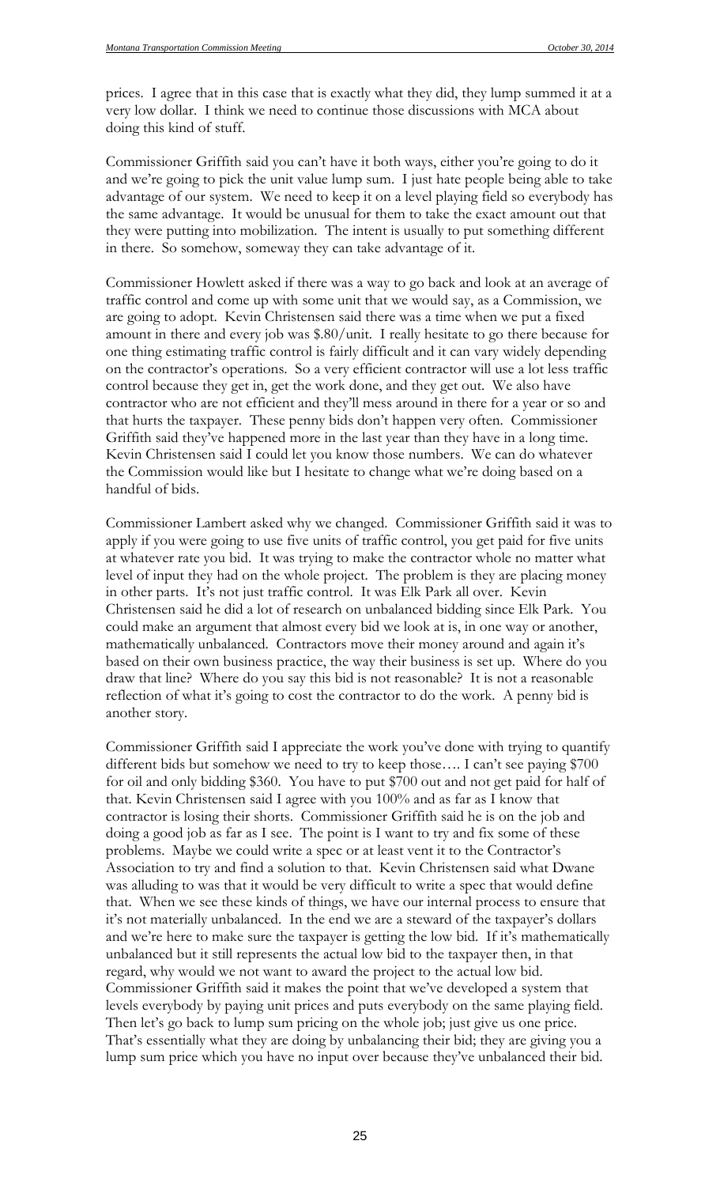prices. I agree that in this case that is exactly what they did, they lump summed it at a very low dollar. I think we need to continue those discussions with MCA about doing this kind of stuff.

Commissioner Griffith said you can't have it both ways, either you're going to do it and we're going to pick the unit value lump sum. I just hate people being able to take advantage of our system. We need to keep it on a level playing field so everybody has the same advantage. It would be unusual for them to take the exact amount out that they were putting into mobilization. The intent is usually to put something different in there. So somehow, someway they can take advantage of it.

Commissioner Howlett asked if there was a way to go back and look at an average of traffic control and come up with some unit that we would say, as a Commission, we are going to adopt. Kevin Christensen said there was a time when we put a fixed amount in there and every job was $.80/unit. I really hesitate to go there because for one thing estimating traffic control is fairly difficult and it can vary widely depending on the contractor's operations. So a very efficient contractor will use a lot less traffic control because they get in, get the work done, and they get out. We also have contractor who are not efficient and they'll mess around in there for a year or so and that hurts the taxpayer. These penny bids don't happen very often. Commissioner Griffith said they've happened more in the last year than they have in a long time. Kevin Christensen said I could let you know those numbers. We can do whatever the Commission would like but I hesitate to change what we're doing based on a handful of bids.

Commissioner Lambert asked why we changed. Commissioner Griffith said it was to apply if you were going to use five units of traffic control, you get paid for five units at whatever rate you bid. It was trying to make the contractor whole no matter what level of input they had on the whole project. The problem is they are placing money in other parts. It's not just traffic control. It was Elk Park all over. Kevin Christensen said he did a lot of research on unbalanced bidding since Elk Park. You could make an argument that almost every bid we look at is, in one way or another, mathematically unbalanced. Contractors move their money around and again it's based on their own business practice, the way their business is set up. Where do you draw that line? Where do you say this bid is not reasonable? It is not a reasonable reflection of what it's going to cost the contractor to do the work. A penny bid is another story.

Commissioner Griffith said I appreciate the work you've done with trying to quantify different bids but somehow we need to try to keep those…. I can't see paying $700 for oil and only bidding $360. You have to put $700 out and not get paid for half of that. Kevin Christensen said I agree with you 100% and as far as I know that contractor is losing their shorts. Commissioner Griffith said he is on the job and doing a good job as far as I see. The point is I want to try and fix some of these problems. Maybe we could write a spec or at least vent it to the Contractor's Association to try and find a solution to that. Kevin Christensen said what Dwane was alluding to was that it would be very difficult to write a spec that would define that. When we see these kinds of things, we have our internal process to ensure that it's not materially unbalanced. In the end we are a steward of the taxpayer's dollars and we're here to make sure the taxpayer is getting the low bid. If it's mathematically unbalanced but it still represents the actual low bid to the taxpayer then, in that regard, why would we not want to award the project to the actual low bid. Commissioner Griffith said it makes the point that we've developed a system that levels everybody by paying unit prices and puts everybody on the same playing field. Then let's go back to lump sum pricing on the whole job; just give us one price. That's essentially what they are doing by unbalancing their bid; they are giving you a lump sum price which you have no input over because they've unbalanced their bid.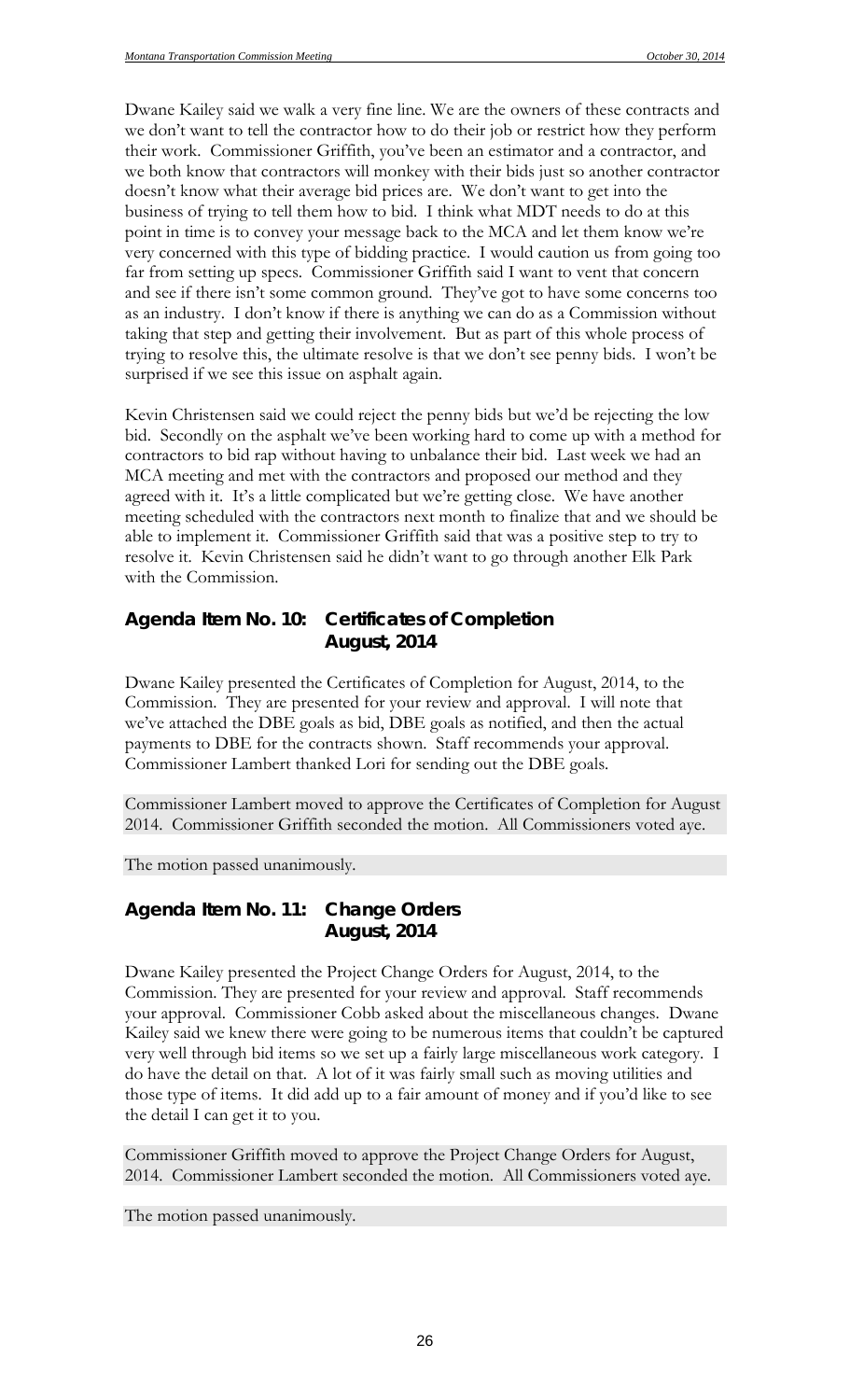Dwane Kailey said we walk a very fine line. We are the owners of these contracts and we don't want to tell the contractor how to do their job or restrict how they perform their work. Commissioner Griffith, you've been an estimator and a contractor, and we both know that contractors will monkey with their bids just so another contractor doesn't know what their average bid prices are. We don't want to get into the business of trying to tell them how to bid. I think what MDT needs to do at this point in time is to convey your message back to the MCA and let them know we're very concerned with this type of bidding practice. I would caution us from going too far from setting up specs. Commissioner Griffith said I want to vent that concern and see if there isn't some common ground. They've got to have some concerns too as an industry. I don't know if there is anything we can do as a Commission without taking that step and getting their involvement. But as part of this whole process of trying to resolve this, the ultimate resolve is that we don't see penny bids. I won't be surprised if we see this issue on asphalt again.

Kevin Christensen said we could reject the penny bids but we'd be rejecting the low bid. Secondly on the asphalt we've been working hard to come up with a method for contractors to bid rap without having to unbalance their bid. Last week we had an MCA meeting and met with the contractors and proposed our method and they agreed with it. It's a little complicated but we're getting close. We have another meeting scheduled with the contractors next month to finalize that and we should be able to implement it. Commissioner Griffith said that was a positive step to try to resolve it. Kevin Christensen said he didn't want to go through another Elk Park with the Commission.

## Agenda Item No. 10: Certificates of Completion August, 2014

Dwane Kailey presented the Certificates of Completion for August, 2014, to the Commission. They are presented for your review and approval. I will note that we've attached the DBE goals as bid, DBE goals as notified, and then the actual payments to DBE for the contracts shown. Staff recommends your approval. Commissioner Lambert thanked Lori for sending out the DBE goals.

Commissioner Lambert moved to approve the Certificates of Completion for August 2014. Commissioner Griffith seconded the motion. All Commissioners voted aye.

The motion passed unanimously.

## Agenda Item No. 11: Change Orders August, 2014

Dwane Kailey presented the Project Change Orders for August, 2014, to the Commission. They are presented for your review and approval. Staff recommends your approval. Commissioner Cobb asked about the miscellaneous changes. Dwane Kailey said we knew there were going to be numerous items that couldn't be captured very well through bid items so we set up a fairly large miscellaneous work category. I do have the detail on that. A lot of it was fairly small such as moving utilities and those type of items. It did add up to a fair amount of money and if you'd like to see the detail I can get it to you.

Commissioner Griffith moved to approve the Project Change Orders for August, 2014. Commissioner Lambert seconded the motion. All Commissioners voted aye.

The motion passed unanimously.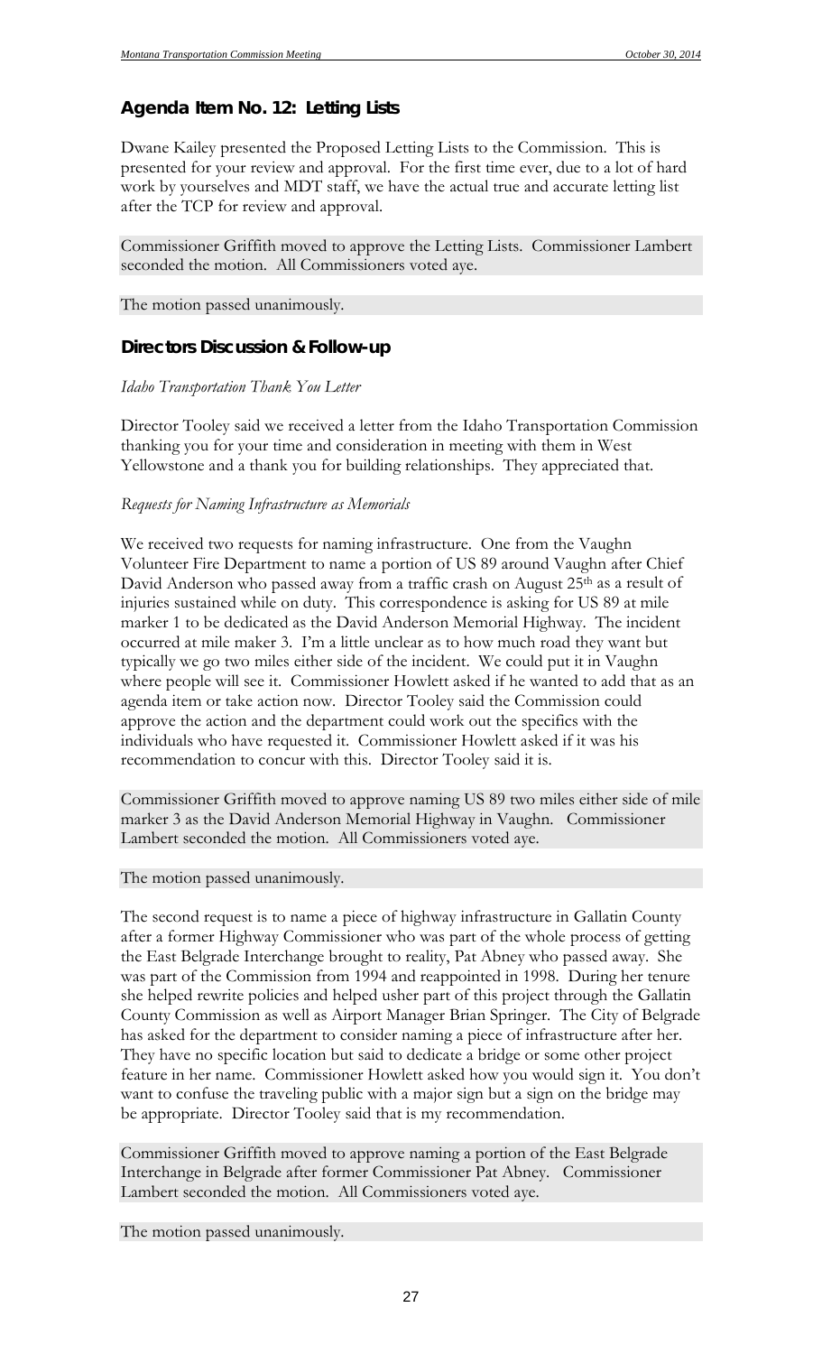## Agenda Item No. 12: Letting Lists

Dwane Kailey presented the Proposed Letting Lists to the Commission. This is presented for your review and approval. For the first time ever, due to a lot of hard work by yourselves and MDT staff, we have the actual true and accurate letting list after the TCP for review and approval.

Commissioner Griffith moved to approve the Letting Lists. Commissioner Lambert seconded the motion. All Commissioners voted aye.

The motion passed unanimously.

## Directors Discussion & Follow-up

*Idaho Transportation Thank You Letter*

Director Tooley said we received a letter from the Idaho Transportation Commission thanking you for your time and consideration in meeting with them in West Yellowstone and a thank you for building relationships. They appreciated that.

*Requests for Naming Infrastructure as Memorials*

We received two requests for naming infrastructure. One from the Vaughn Volunteer Fire Department to name a portion of US 89 around Vaughn after Chief David Anderson who passed away from a traffic crash on August 25th as a result of injuries sustained while on duty. This correspondence is asking for US 89 at mile marker 1 to be dedicated as the David Anderson Memorial Highway. The incident occurred at mile maker 3. I'm a little unclear as to how much road they want but typically we go two miles either side of the incident. We could put it in Vaughn where people will see it. Commissioner Howlett asked if he wanted to add that as an agenda item or take action now. Director Tooley said the Commission could approve the action and the department could work out the specifics with the individuals who have requested it. Commissioner Howlett asked if it was his recommendation to concur with this. Director Tooley said it is.

Commissioner Griffith moved to approve naming US 89 two miles either side of mile marker 3 as the David Anderson Memorial Highway in Vaughn. Commissioner Lambert seconded the motion. All Commissioners voted aye.

The motion passed unanimously.

The second request is to name a piece of highway infrastructure in Gallatin County after a former Highway Commissioner who was part of the whole process of getting the East Belgrade Interchange brought to reality, Pat Abney who passed away. She was part of the Commission from 1994 and reappointed in 1998. During her tenure she helped rewrite policies and helped usher part of this project through the Gallatin County Commission as well as Airport Manager Brian Springer. The City of Belgrade has asked for the department to consider naming a piece of infrastructure after her. They have no specific location but said to dedicate a bridge or some other project feature in her name. Commissioner Howlett asked how you would sign it. You don't want to confuse the traveling public with a major sign but a sign on the bridge may be appropriate. Director Tooley said that is my recommendation.

Commissioner Griffith moved to approve naming a portion of the East Belgrade Interchange in Belgrade after former Commissioner Pat Abney. Commissioner Lambert seconded the motion. All Commissioners voted aye.

The motion passed unanimously.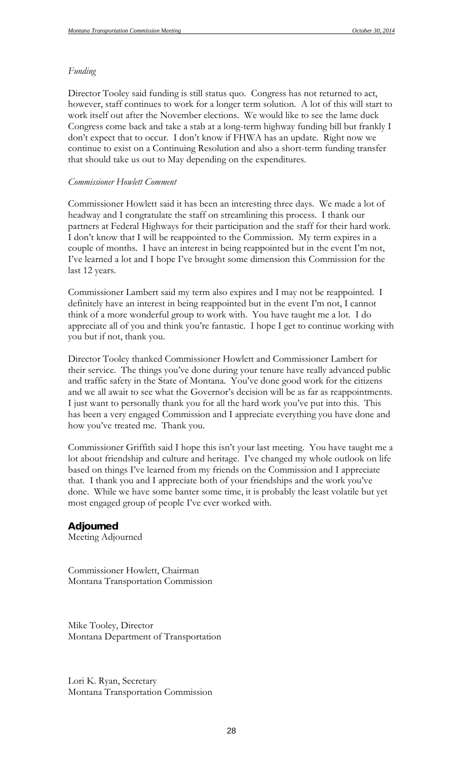*Funding*

Director Tooley said funding is still status quo. Congress has not returned to act, however, staff continues to work for a longer term solution. A lot of this will start to work itself out after the November elections. We would like to see the lame duck Congress come back and take a stab at a long-term highway funding bill but frankly I don't expect that to occur. I don't know if FHWA has an update. Right now we continue to exist on a Continuing Resolution and also a short-term funding transfer that should take us out to May depending on the expenditures.

*Commissioner Howlett Comment*

Commissioner Howlett said it has been an interesting three days. We made a lot of headway and I congratulate the staff on streamlining this process. I thank our partners at Federal Highways for their participation and the staff for their hard work. I don't know that I will be reappointed to the Commission. My term expires in a couple of months. I have an interest in being reappointed but in the event I'm not, I've learned a lot and I hope I've brought some dimension this Commission for the last 12 years.

Commissioner Lambert said my term also expires and I may not be reappointed. I definitely have an interest in being reappointed but in the event I'm not, I cannot think of a more wonderful group to work with. You have taught me a lot. I do appreciate all of you and think you're fantastic. I hope I get to continue working with you but if not, thank you.

Director Tooley thanked Commissioner Howlett and Commissioner Lambert for their service. The things you've done during your tenure have really advanced public and traffic safety in the State of Montana. You've done good work for the citizens and we all await to see what the Governor's decision will be as far as reappointments. I just want to personally thank you for all the hard work you've put into this. This has been a very engaged Commission and I appreciate everything you have done and how you've treated me. Thank you.

Commissioner Griffith said I hope this isn't your last meeting. You have taught me a lot about friendship and culture and heritage. I've changed my whole outlook on life based on things I've learned from my friends on the Commission and I appreciate that. I thank you and I appreciate both of your friendships and the work you've done. While we have some banter some time, it is probably the least volatile but yet most engaged group of people I've ever worked with.

## Adjourned

Meeting Adjourned

Commissioner Howlett, Chairman
Montana Transportation Commission

Mike Tooley, Director
Montana Department of Transportation

Lori K. Ryan, Secretary
Montana Transportation Commission